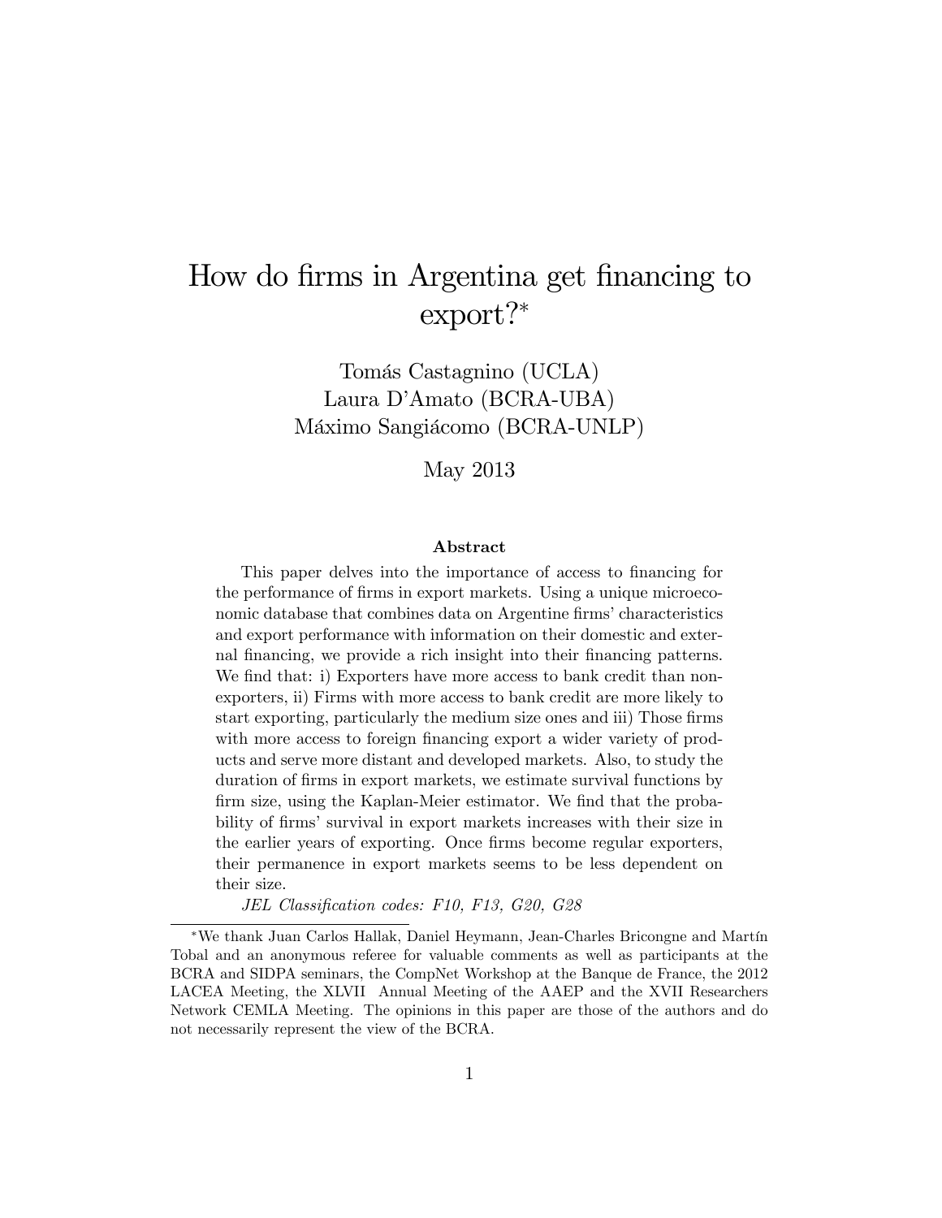# How do firms in Argentina get financing to export?[*]

Tomás Castagnino (UCLA)
Laura D'Amato (BCRA-UBA)
Máximo Sangiácomo (BCRA-UNLP)

May 2013

### Abstract

This paper delves into the importance of access to financing for the performance of firms in export markets. Using a unique microeconomic database that combines data on Argentine firms' characteristics and export performance with information on their domestic and external financing, we provide a rich insight into their financing patterns. We find that: i) Exporters have more access to bank credit than non-exporters, ii) Firms with more access to bank credit are more likely to start exporting, particularly the medium size ones and iii) Those firms with more access to foreign financing export a wider variety of products and serve more distant and developed markets. Also, to study the duration of firms in export markets, we estimate survival functions by firm size, using the Kaplan-Meier estimator. We find that the probability of firms' survival in export markets increases with their size in the earlier years of exporting. Once firms become regular exporters, their permanence in export markets seems to be less dependent on their size.

*JEL Classification codes: F10, F13, G20, G28*

[*] We thank Juan Carlos Hallak, Daniel Heymann, Jean-Charles Bricongne and Martín Tobal and an anonymous referee for valuable comments as well as participants at the BCRA and SIDPA seminars, the CompNet Workshop at the Banque de France, the 2012 LACEA Meeting, the XLVII Annual Meeting of the AAEP and the XVII Researchers Network CEMLA Meeting. The opinions in this paper are those of the authors and do not necessarily represent the view of the BCRA.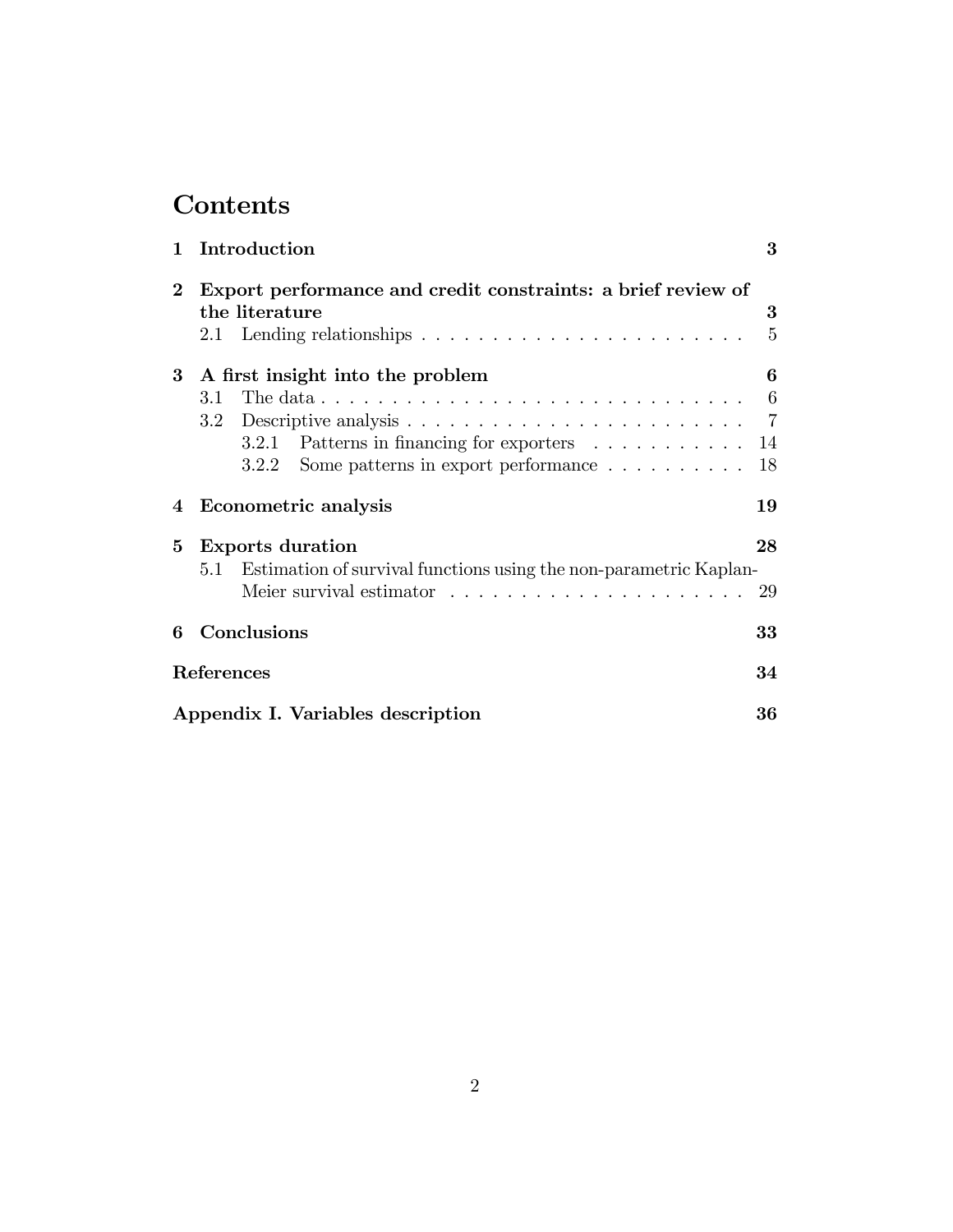# Contents

| | | |
|---|---|---|
| **1** | **Introduction** | **3** |
| **2** | **Export performance and credit constraints: a brief review of the literature** | **3** |
| | 2.1 Lending relationships | 5 |
| **3** | **A first insight into the problem** | **6** |
| | 3.1 The data | 6 |
| | 3.2 Descriptive analysis | 7 |
| | 3.2.1 Patterns in financing for exporters | 14 |
| | 3.2.2 Some patterns in export performance | 18 |
| **4** | **Econometric analysis** | **19** |
| **5** | **Exports duration** | **28** |
| | 5.1 Estimation of survival functions using the non-parametric Kaplan-Meier survival estimator | 29 |
| **6** | **Conclusions** | **33** |
| | **References** | **34** |
| | **Appendix I. Variables description** | **36** |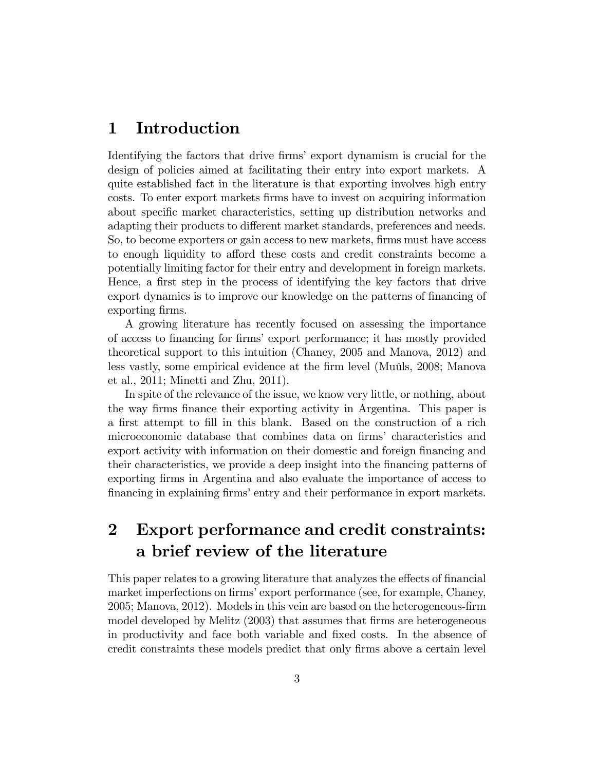# 1 Introduction

Identifying the factors that drive firms' export dynamism is crucial for the design of policies aimed at facilitating their entry into export markets. A quite established fact in the literature is that exporting involves high entry costs. To enter export markets firms have to invest on acquiring information about specific market characteristics, setting up distribution networks and adapting their products to different market standards, preferences and needs. So, to become exporters or gain access to new markets, firms must have access to enough liquidity to afford these costs and credit constraints become a potentially limiting factor for their entry and development in foreign markets. Hence, a first step in the process of identifying the key factors that drive export dynamics is to improve our knowledge on the patterns of financing of exporting firms.

A growing literature has recently focused on assessing the importance of access to financing for firms' export performance; it has mostly provided theoretical support to this intuition (Chaney, 2005 and Manova, 2012) and less vastly, some empirical evidence at the firm level (Muûls, 2008; Manova et al., 2011; Minetti and Zhu, 2011).

In spite of the relevance of the issue, we know very little, or nothing, about the way firms finance their exporting activity in Argentina. This paper is a first attempt to fill in this blank. Based on the construction of a rich microeconomic database that combines data on firms' characteristics and export activity with information on their domestic and foreign financing and their characteristics, we provide a deep insight into the financing patterns of exporting firms in Argentina and also evaluate the importance of access to financing in explaining firms' entry and their performance in export markets.

# 2 Export performance and credit constraints: a brief review of the literature

This paper relates to a growing literature that analyzes the effects of financial market imperfections on firms' export performance (see, for example, Chaney, 2005; Manova, 2012). Models in this vein are based on the heterogeneous-firm model developed by Melitz (2003) that assumes that firms are heterogeneous in productivity and face both variable and fixed costs. In the absence of credit constraints these models predict that only firms above a certain level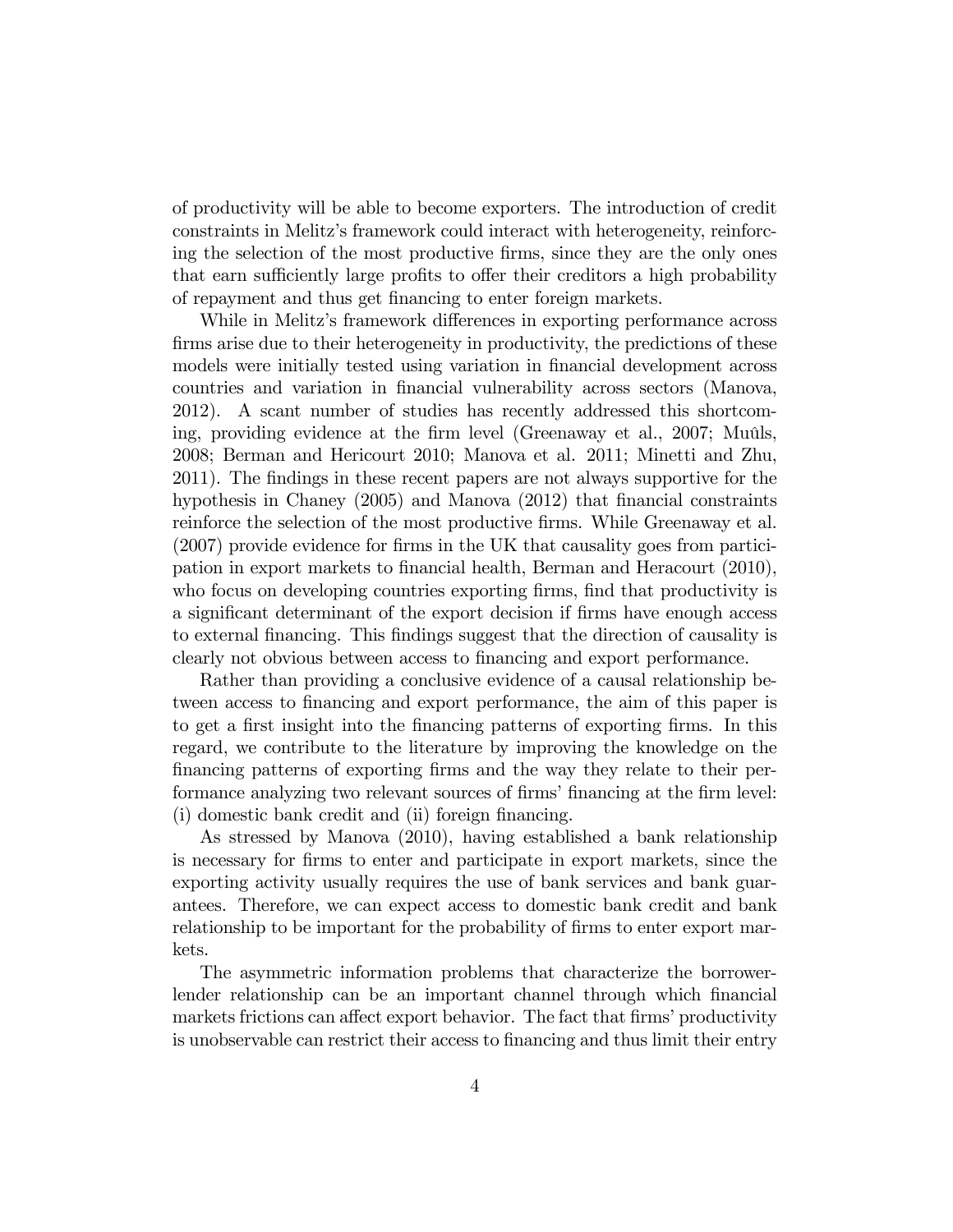of productivity will be able to become exporters. The introduction of credit constraints in Melitz's framework could interact with heterogeneity, reinforcing the selection of the most productive firms, since they are the only ones that earn sufficiently large profits to offer their creditors a high probability of repayment and thus get financing to enter foreign markets.

While in Melitz's framework differences in exporting performance across firms arise due to their heterogeneity in productivity, the predictions of these models were initially tested using variation in financial development across countries and variation in financial vulnerability across sectors (Manova, 2012). A scant number of studies has recently addressed this shortcoming, providing evidence at the firm level (Greenaway et al., 2007; Muûls, 2008; Berman and Hericourt 2010; Manova et al. 2011; Minetti and Zhu, 2011). The findings in these recent papers are not always supportive for the hypothesis in Chaney (2005) and Manova (2012) that financial constraints reinforce the selection of the most productive firms. While Greenaway et al. (2007) provide evidence for firms in the UK that causality goes from participation in export markets to financial health, Berman and Heracourt (2010), who focus on developing countries exporting firms, find that productivity is a significant determinant of the export decision if firms have enough access to external financing. This findings suggest that the direction of causality is clearly not obvious between access to financing and export performance.

Rather than providing a conclusive evidence of a causal relationship between access to financing and export performance, the aim of this paper is to get a first insight into the financing patterns of exporting firms. In this regard, we contribute to the literature by improving the knowledge on the financing patterns of exporting firms and the way they relate to their performance analyzing two relevant sources of firms' financing at the firm level: (i) domestic bank credit and (ii) foreign financing.

As stressed by Manova (2010), having established a bank relationship is necessary for firms to enter and participate in export markets, since the exporting activity usually requires the use of bank services and bank guarantees. Therefore, we can expect access to domestic bank credit and bank relationship to be important for the probability of firms to enter export markets.

The asymmetric information problems that characterize the borrower-lender relationship can be an important channel through which financial markets frictions can affect export behavior. The fact that firms' productivity is unobservable can restrict their access to financing and thus limit their entry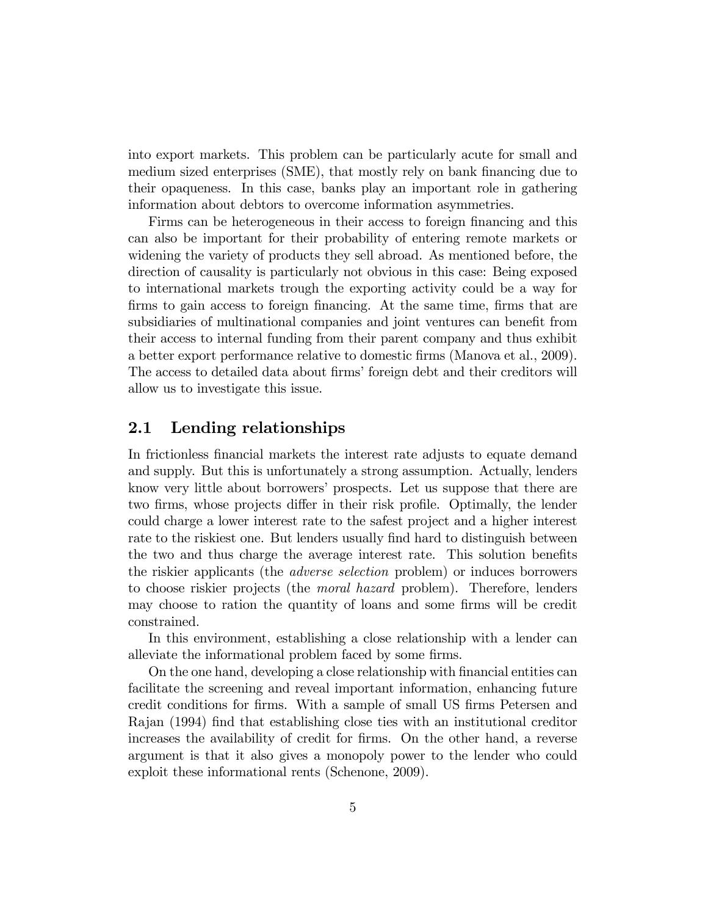into export markets. This problem can be particularly acute for small and medium sized enterprises (SME), that mostly rely on bank financing due to their opaqueness. In this case, banks play an important role in gathering information about debtors to overcome information asymmetries.

Firms can be heterogeneous in their access to foreign financing and this can also be important for their probability of entering remote markets or widening the variety of products they sell abroad. As mentioned before, the direction of causality is particularly not obvious in this case: Being exposed to international markets trough the exporting activity could be a way for firms to gain access to foreign financing. At the same time, firms that are subsidiaries of multinational companies and joint ventures can benefit from their access to internal funding from their parent company and thus exhibit a better export performance relative to domestic firms (Manova et al., 2009). The access to detailed data about firms' foreign debt and their creditors will allow us to investigate this issue.

## 2.1 Lending relationships

In frictionless financial markets the interest rate adjusts to equate demand and supply. But this is unfortunately a strong assumption. Actually, lenders know very little about borrowers' prospects. Let us suppose that there are two firms, whose projects differ in their risk profile. Optimally, the lender could charge a lower interest rate to the safest project and a higher interest rate to the riskiest one. But lenders usually find hard to distinguish between the two and thus charge the average interest rate. This solution benefits the riskier applicants (the *adverse selection* problem) or induces borrowers to choose riskier projects (the *moral hazard* problem). Therefore, lenders may choose to ration the quantity of loans and some firms will be credit constrained.

In this environment, establishing a close relationship with a lender can alleviate the informational problem faced by some firms.

On the one hand, developing a close relationship with financial entities can facilitate the screening and reveal important information, enhancing future credit conditions for firms. With a sample of small US firms Petersen and Rajan (1994) find that establishing close ties with an institutional creditor increases the availability of credit for firms. On the other hand, a reverse argument is that it also gives a monopoly power to the lender who could exploit these informational rents (Schenone, 2009).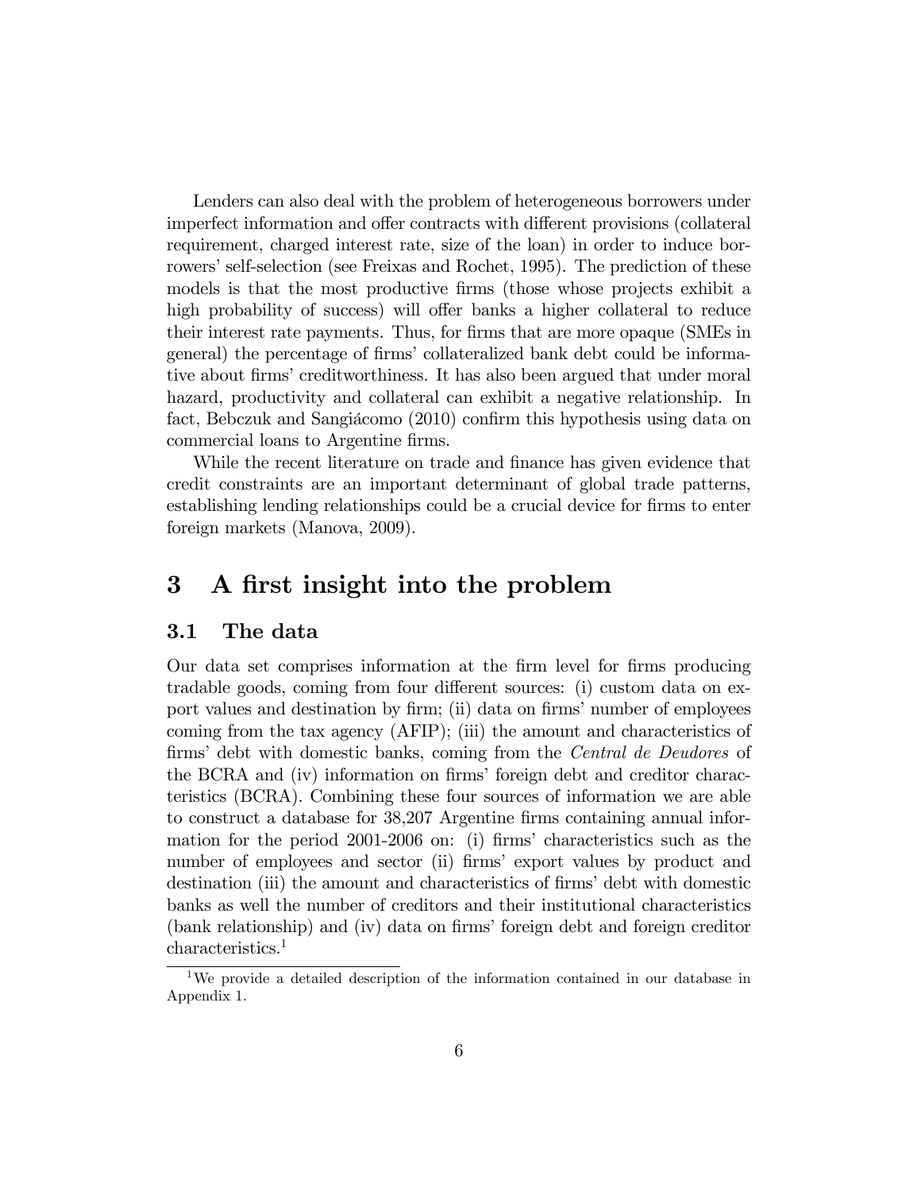Lenders can also deal with the problem of heterogeneous borrowers under imperfect information and offer contracts with different provisions (collateral requirement, charged interest rate, size of the loan) in order to induce borrowers' self-selection (see Freixas and Rochet, 1995). The prediction of these models is that the most productive firms (those whose projects exhibit a high probability of success) will offer banks a higher collateral to reduce their interest rate payments. Thus, for firms that are more opaque (SMEs in general) the percentage of firms' collateralized bank debt could be informative about firms' creditworthiness. It has also been argued that under moral hazard, productivity and collateral can exhibit a negative relationship. In fact, Bebczuk and Sangiácomo (2010) confirm this hypothesis using data on commercial loans to Argentine firms.

While the recent literature on trade and finance has given evidence that credit constraints are an important determinant of global trade patterns, establishing lending relationships could be a crucial device for firms to enter foreign markets (Manova, 2009).

# 3 A first insight into the problem

## 3.1 The data

Our data set comprises information at the firm level for firms producing tradable goods, coming from four different sources: (i) custom data on export values and destination by firm; (ii) data on firms' number of employees coming from the tax agency (AFIP); (iii) the amount and characteristics of firms' debt with domestic banks, coming from the *Central de Deudores* of the BCRA and (iv) information on firms' foreign debt and creditor characteristics (BCRA). Combining these four sources of information we are able to construct a database for 38,207 Argentine firms containing annual information for the period 2001-2006 on: (i) firms' characteristics such as the number of employees and sector (ii) firms' export values by product and destination (iii) the amount and characteristics of firms' debt with domestic banks as well the number of creditors and their institutional characteristics (bank relationship) and (iv) data on firms' foreign debt and foreign creditor characteristics.[1]

[1] We provide a detailed description of the information contained in our database in Appendix 1.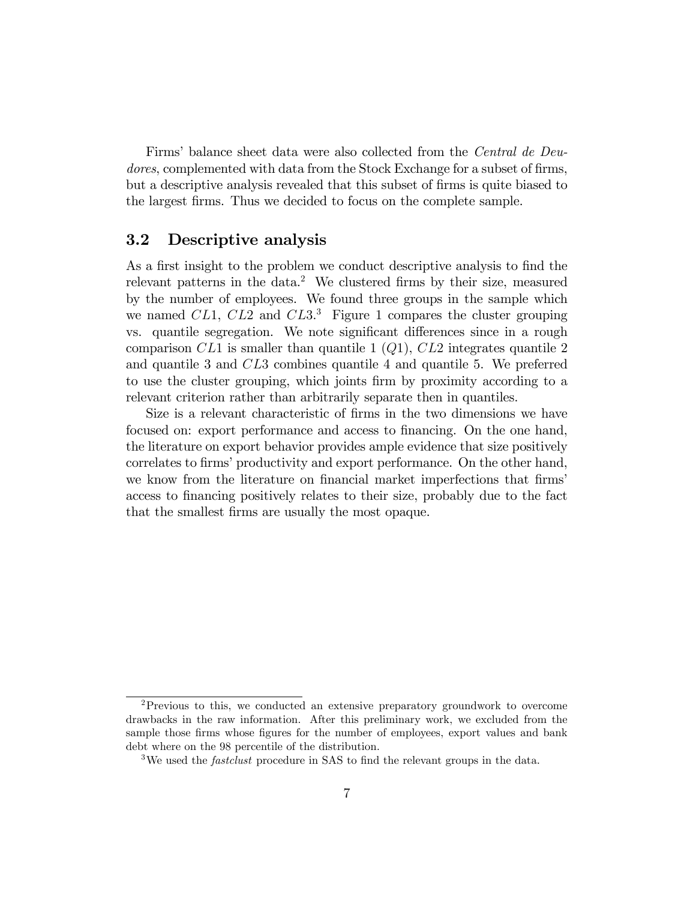Firms' balance sheet data were also collected from the *Central de Deudores*, complemented with data from the Stock Exchange for a subset of firms, but a descriptive analysis revealed that this subset of firms is quite biased to the largest firms. Thus we decided to focus on the complete sample.

### 3.2 Descriptive analysis

As a first insight to the problem we conduct descriptive analysis to find the relevant patterns in the data.[2] We clustered firms by their size, measured by the number of employees. We found three groups in the sample which we named $CL1$, $CL2$ and $CL3$.[3] Figure 1 compares the cluster grouping vs. quantile segregation. We note significant differences since in a rough comparison $CL1$ is smaller than quantile 1 ($Q1$), $CL2$ integrates quantile 2 and quantile 3 and $CL3$ combines quantile 4 and quantile 5. We preferred to use the cluster grouping, which joints firm by proximity according to a relevant criterion rather than arbitrarily separate then in quantiles.

Size is a relevant characteristic of firms in the two dimensions we have focused on: export performance and access to financing. On the one hand, the literature on export behavior provides ample evidence that size positively correlates to firms' productivity and export performance. On the other hand, we know from the literature on financial market imperfections that firms' access to financing positively relates to their size, probably due to the fact that the smallest firms are usually the most opaque.

---

[2] Previous to this, we conducted an extensive preparatory groundwork to overcome drawbacks in the raw information. After this preliminary work, we excluded from the sample those firms whose figures for the number of employees, export values and bank debt where on the 98 percentile of the distribution.

[3] We used the *fastclust* procedure in SAS to find the relevant groups in the data.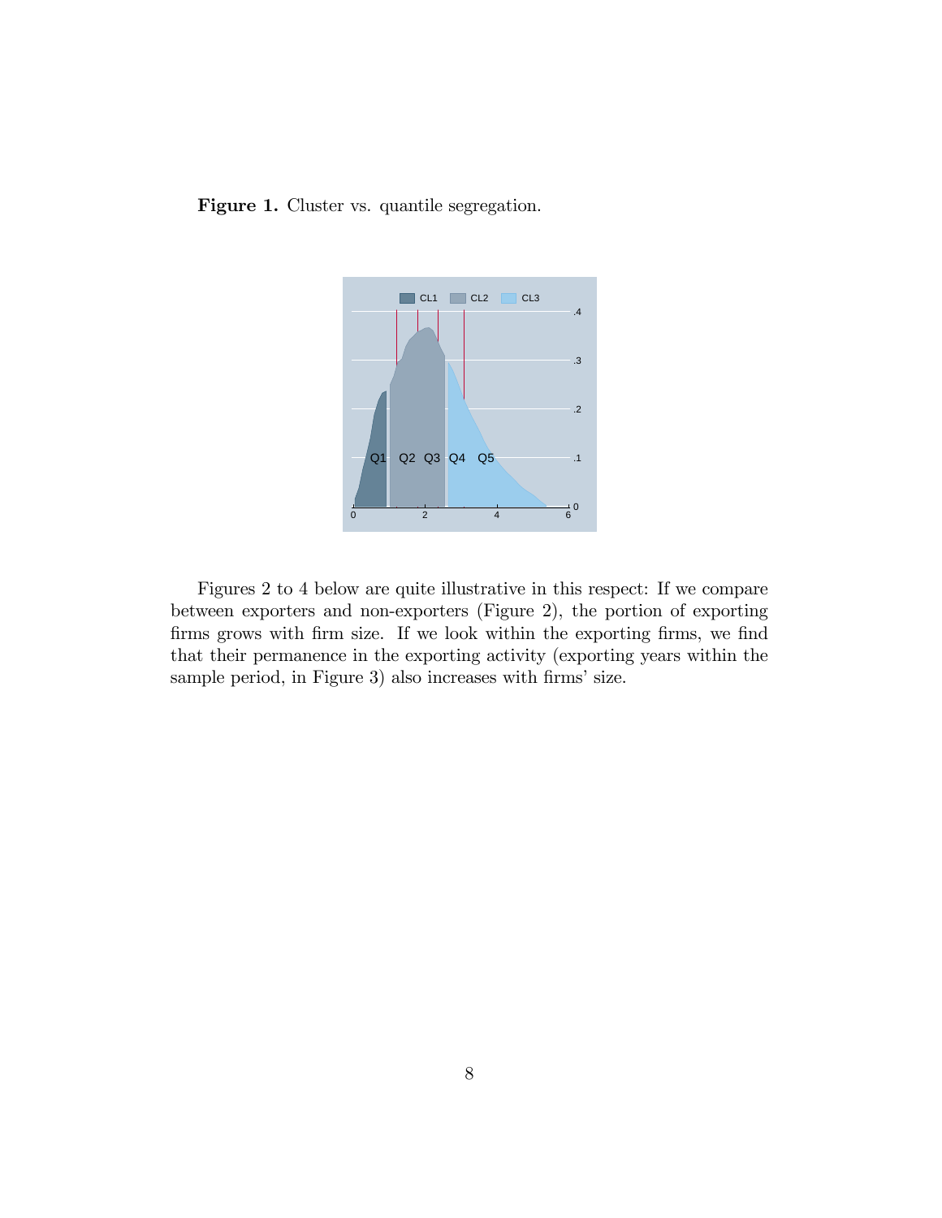**Figure 1.** Cluster vs. quantile segregation.

Figures 2 to 4 below are quite illustrative in this respect: If we compare between exporters and non-exporters (Figure 2), the portion of exporting firms grows with firm size. If we look within the exporting firms, we find that their permanence in the exporting activity (exporting years within the sample period, in Figure 3) also increases with firms' size.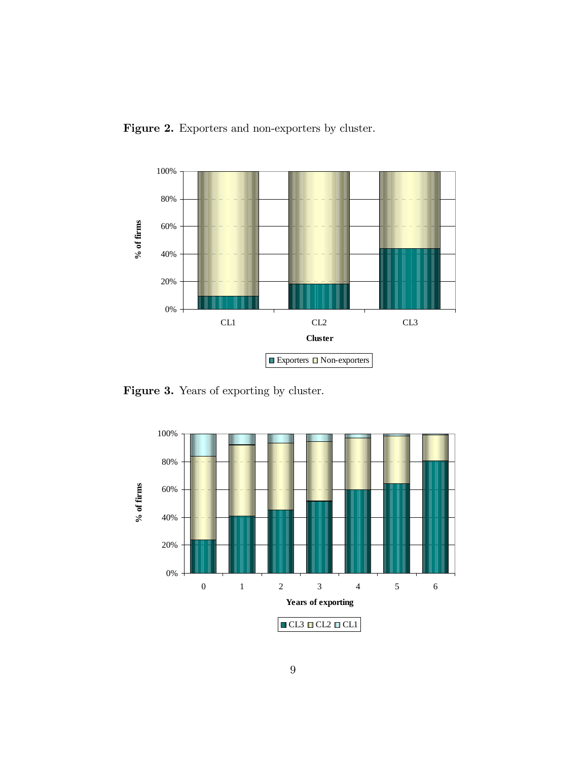**Figure 2.** Exporters and non-exporters by cluster.

**Figure 3.** Years of exporting by cluster.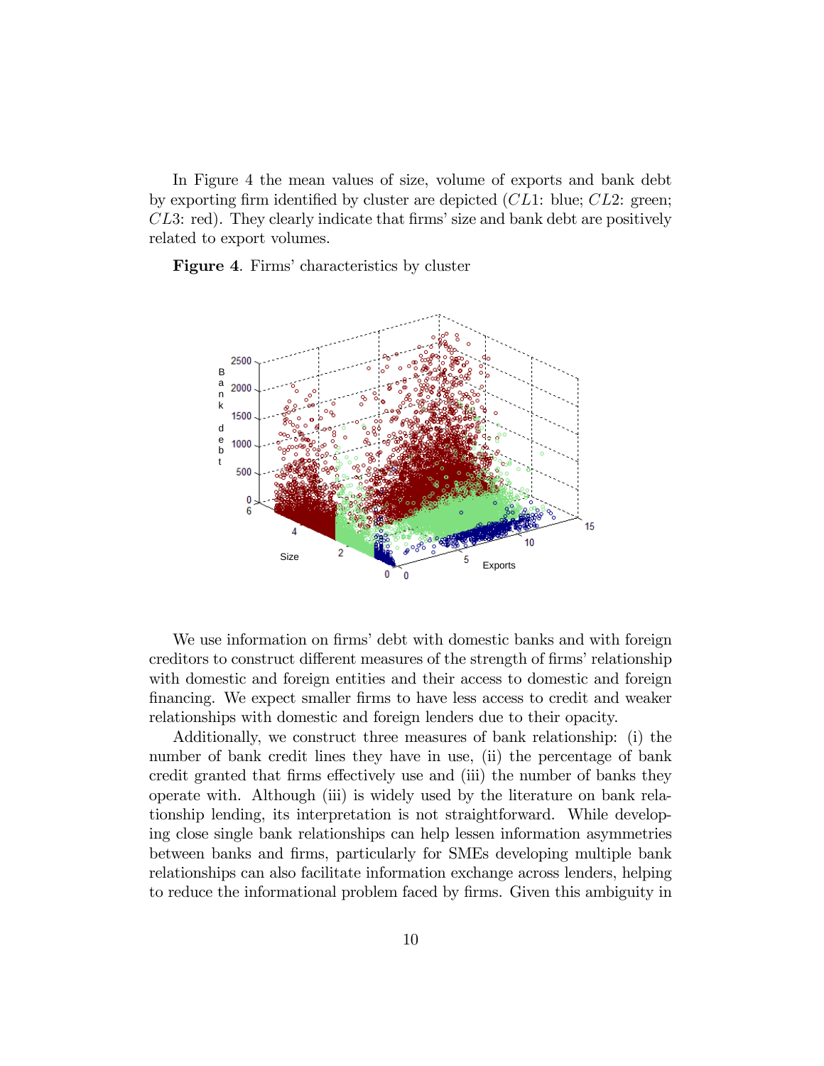In Figure 4 the mean values of size, volume of exports and bank debt by exporting firm identified by cluster are depicted ($CL1$: blue; $CL2$: green; $CL3$: red). They clearly indicate that firms' size and bank debt are positively related to export volumes.

**Figure 4**. Firms' characteristics by cluster

We use information on firms' debt with domestic banks and with foreign creditors to construct different measures of the strength of firms' relationship with domestic and foreign entities and their access to domestic and foreign financing. We expect smaller firms to have less access to credit and weaker relationships with domestic and foreign lenders due to their opacity.

Additionally, we construct three measures of bank relationship: (i) the number of bank credit lines they have in use, (ii) the percentage of bank credit granted that firms effectively use and (iii) the number of banks they operate with. Although (iii) is widely used by the literature on bank relationship lending, its interpretation is not straightforward. While developing close single bank relationships can help lessen information asymmetries between banks and firms, particularly for SMEs developing multiple bank relationships can also facilitate information exchange across lenders, helping to reduce the informational problem faced by firms. Given this ambiguity in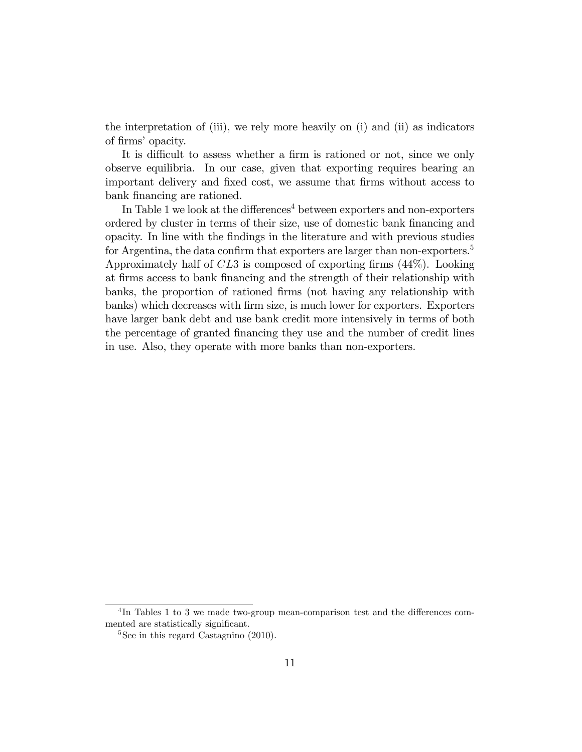the interpretation of (iii), we rely more heavily on (i) and (ii) as indicators of firms' opacity.

It is difficult to assess whether a firm is rationed or not, since we only observe equilibria. In our case, given that exporting requires bearing an important delivery and fixed cost, we assume that firms without access to bank financing are rationed.

In Table 1 we look at the differences[4] between exporters and non-exporters ordered by cluster in terms of their size, use of domestic bank financing and opacity. In line with the findings in the literature and with previous studies for Argentina, the data confirm that exporters are larger than non-exporters.[5] Approximately half of $CL3$ is composed of exporting firms (44%). Looking at firms access to bank financing and the strength of their relationship with banks, the proportion of rationed firms (not having any relationship with banks) which decreases with firm size, is much lower for exporters. Exporters have larger bank debt and use bank credit more intensively in terms of both the percentage of granted financing they use and the number of credit lines in use. Also, they operate with more banks than non-exporters.

---

[4] In Tables 1 to 3 we made two-group mean-comparison test and the differences commented are statistically significant.

[5] See in this regard Castagnino (2010).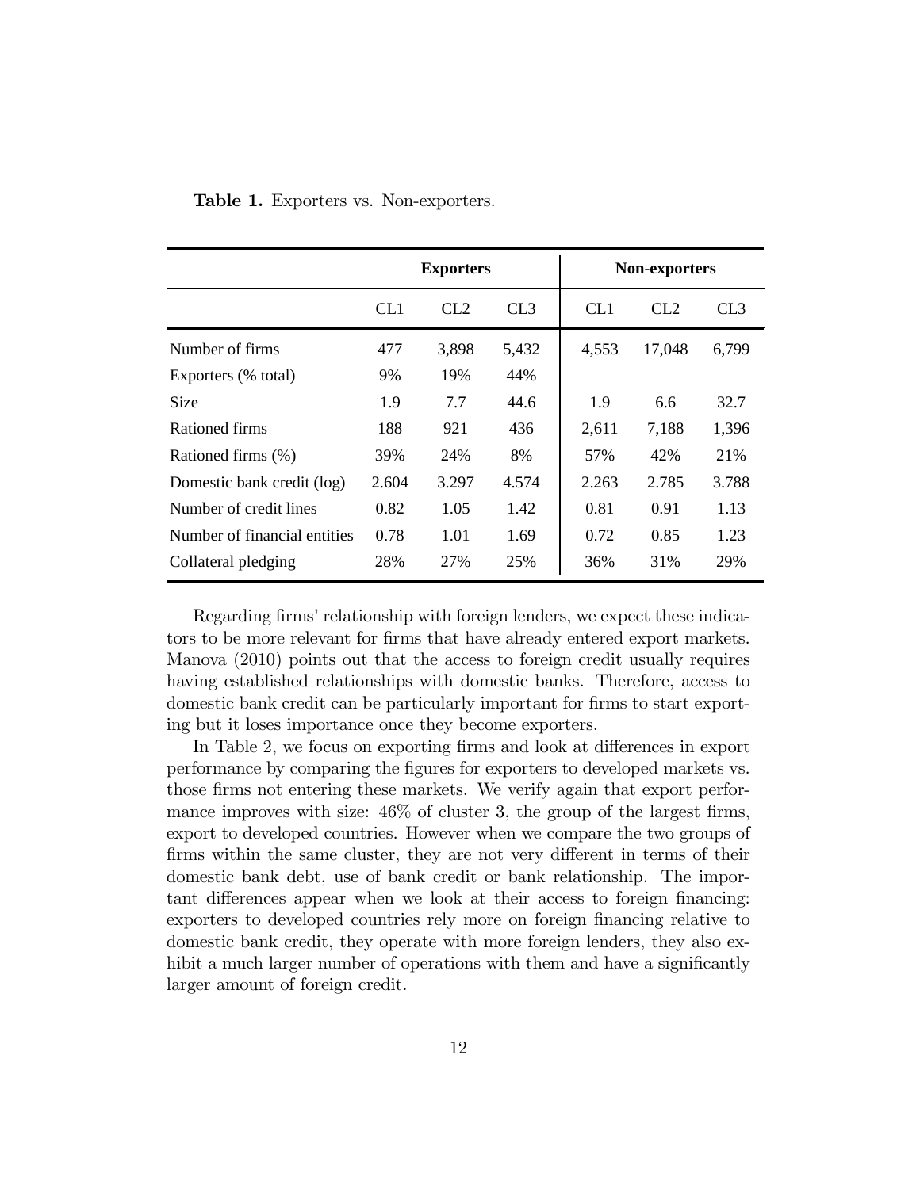**Table 1.** Exporters vs. Non-exporters.

| | **Exporters** | | | **Non-exporters** | | |
|---|---|---|---|---|---|---|
| | CL1 | CL2 | CL3 | CL1 | CL2 | CL3 |
| Number of firms | 477 | 3,898 | 5,432 | 4,553 | 17,048 | 6,799 |
| Exporters (% total) | 9% | 19% | 44% | | | |
| Size | 1.9 | 7.7 | 44.6 | 1.9 | 6.6 | 32.7 |
| Rationed firms | 188 | 921 | 436 | 2,611 | 7,188 | 1,396 |
| Rationed firms (%) | 39% | 24% | 8% | 57% | 42% | 21% |
| Domestic bank credit (log) | 2.604 | 3.297 | 4.574 | 2.263 | 2.785 | 3.788 |
| Number of credit lines | 0.82 | 1.05 | 1.42 | 0.81 | 0.91 | 1.13 |
| Number of financial entities | 0.78 | 1.01 | 1.69 | 0.72 | 0.85 | 1.23 |
| Collateral pledging | 28% | 27% | 25% | 36% | 31% | 29% |

Regarding firms' relationship with foreign lenders, we expect these indicators to be more relevant for firms that have already entered export markets. Manova (2010) points out that the access to foreign credit usually requires having established relationships with domestic banks. Therefore, access to domestic bank credit can be particularly important for firms to start exporting but it loses importance once they become exporters.

In Table 2, we focus on exporting firms and look at differences in export performance by comparing the figures for exporters to developed markets vs. those firms not entering these markets. We verify again that export performance improves with size: 46% of cluster 3, the group of the largest firms, export to developed countries. However when we compare the two groups of firms within the same cluster, they are not very different in terms of their domestic bank debt, use of bank credit or bank relationship. The important differences appear when we look at their access to foreign financing: exporters to developed countries rely more on foreign financing relative to domestic bank credit, they operate with more foreign lenders, they also exhibit a much larger number of operations with them and have a significantly larger amount of foreign credit.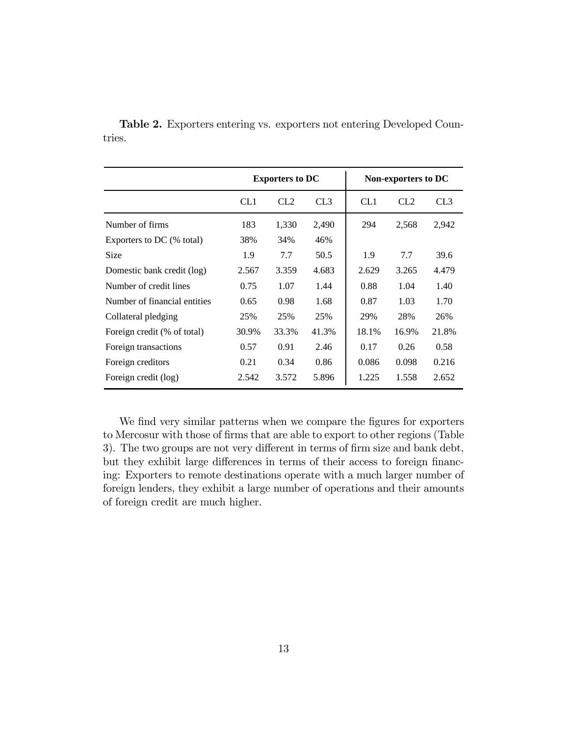**Table 2.** Exporters entering vs. exporters not entering Developed Countries.

| | Exporters to DC | | | Non-exporters to DC | | |
|---|---|---|---|---|---|---|
| | CL1 | CL2 | CL3 | CL1 | CL2 | CL3 |
| Number of firms | 183 | 1,330 | 2,490 | 294 | 2,568 | 2,942 |
| Exporters to DC (% total) | 38% | 34% | 46% | | | |
| Size | 1.9 | 7.7 | 50.5 | 1.9 | 7.7 | 39.6 |
| Domestic bank credit (log) | 2.567 | 3.359 | 4.683 | 2.629 | 3.265 | 4.479 |
| Number of credit lines | 0.75 | 1.07 | 1.44 | 0.88 | 1.04 | 1.40 |
| Number of financial entities | 0.65 | 0.98 | 1.68 | 0.87 | 1.03 | 1.70 |
| Collateral pledging | 25% | 25% | 25% | 29% | 28% | 26% |
| Foreign credit (% of total) | 30.9% | 33.3% | 41.3% | 18.1% | 16.9% | 21.8% |
| Foreign transactions | 0.57 | 0.91 | 2.46 | 0.17 | 0.26 | 0.58 |
| Foreign creditors | 0.21 | 0.34 | 0.86 | 0.086 | 0.098 | 0.216 |
| Foreign credit (log) | 2.542 | 3.572 | 5.896 | 1.225 | 1.558 | 2.652 |

We find very similar patterns when we compare the figures for exporters to Mercosur with those of firms that are able to export to other regions (Table 3). The two groups are not very different in terms of firm size and bank debt, but they exhibit large differences in terms of their access to foreign financing: Exporters to remote destinations operate with a much larger number of foreign lenders, they exhibit a large number of operations and their amounts of foreign credit are much higher.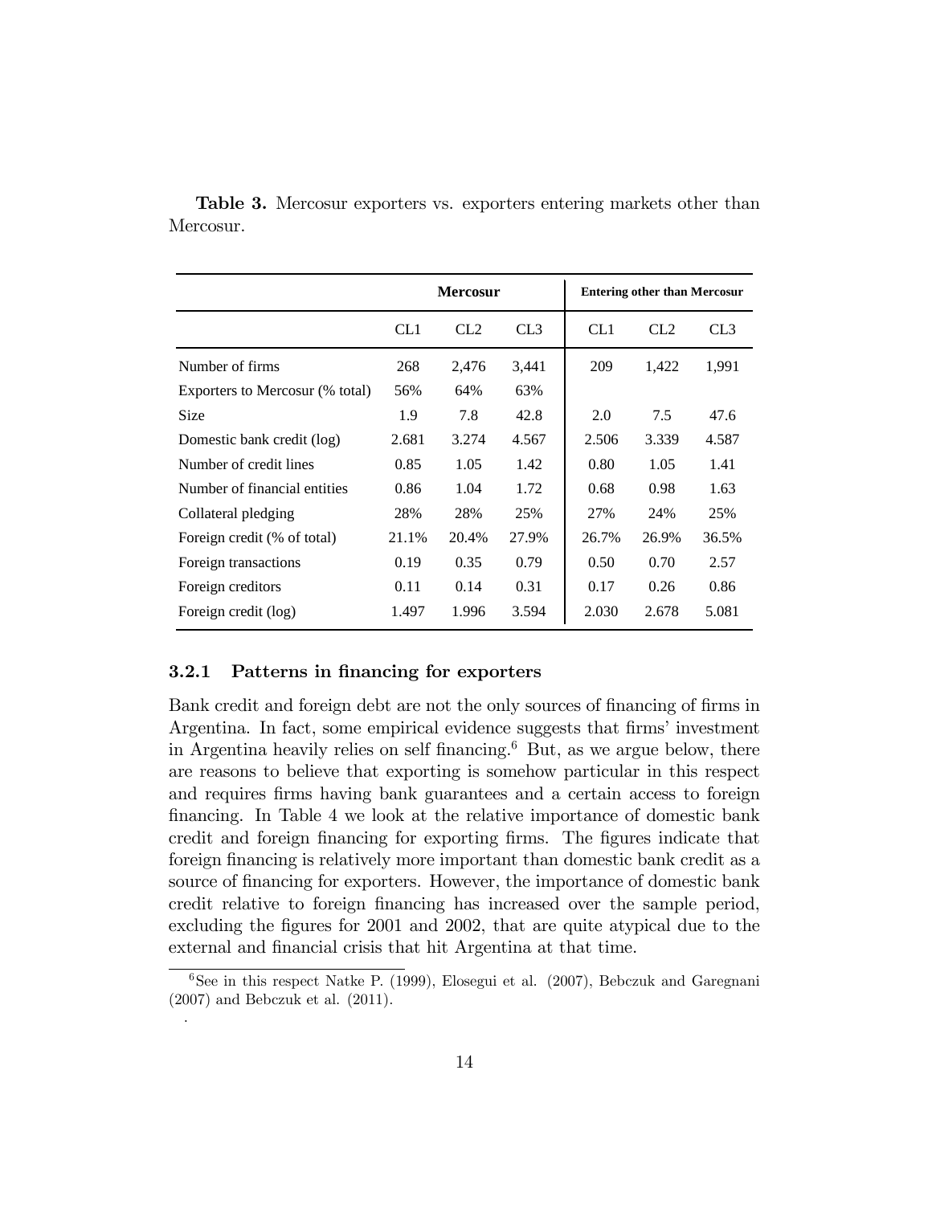**Table 3.** Mercosur exporters vs. exporters entering markets other than Mercosur.

| | Mercosur | | | Entering other than Mercosur | | |
|---|---|---|---|---|---|---|
| | CL1 | CL2 | CL3 | CL1 | CL2 | CL3 |
| Number of firms | 268 | 2,476 | 3,441 | 209 | 1,422 | 1,991 |
| Exporters to Mercosur (% total) | 56% | 64% | 63% | | | |
| Size | 1.9 | 7.8 | 42.8 | 2.0 | 7.5 | 47.6 |
| Domestic bank credit (log) | 2.681 | 3.274 | 4.567 | 2.506 | 3.339 | 4.587 |
| Number of credit lines | 0.85 | 1.05 | 1.42 | 0.80 | 1.05 | 1.41 |
| Number of financial entities | 0.86 | 1.04 | 1.72 | 0.68 | 0.98 | 1.63 |
| Collateral pledging | 28% | 28% | 25% | 27% | 24% | 25% |
| Foreign credit (% of total) | 21.1% | 20.4% | 27.9% | 26.7% | 26.9% | 36.5% |
| Foreign transactions | 0.19 | 0.35 | 0.79 | 0.50 | 0.70 | 2.57 |
| Foreign creditors | 0.11 | 0.14 | 0.31 | 0.17 | 0.26 | 0.86 |
| Foreign credit (log) | 1.497 | 1.996 | 3.594 | 2.030 | 2.678 | 5.081 |

### 3.2.1 Patterns in financing for exporters

Bank credit and foreign debt are not the only sources of financing of firms in Argentina. In fact, some empirical evidence suggests that firms' investment in Argentina heavily relies on self financing.[6] But, as we argue below, there are reasons to believe that exporting is somehow particular in this respect and requires firms having bank guarantees and a certain access to foreign financing. In Table 4 we look at the relative importance of domestic bank credit and foreign financing for exporting firms. The figures indicate that foreign financing is relatively more important than domestic bank credit as a source of financing for exporters. However, the importance of domestic bank credit relative to foreign financing has increased over the sample period, excluding the figures for 2001 and 2002, that are quite atypical due to the external and financial crisis that hit Argentina at that time.

[6] See in this respect Natke P. (1999), Elosegui et al. (2007), Bebczuk and Garegnani (2007) and Bebczuk et al. (2011).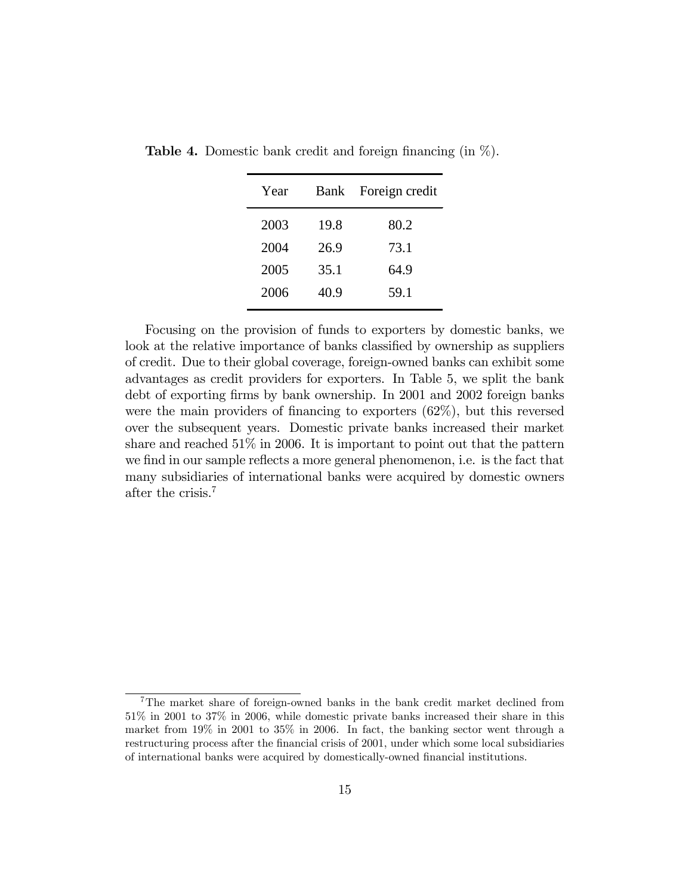**Table 4.** Domestic bank credit and foreign financing (in %).

| Year | Bank | Foreign credit |
|---|---|---|
| 2003 | 19.8 | 80.2 |
| 2004 | 26.9 | 73.1 |
| 2005 | 35.1 | 64.9 |
| 2006 | 40.9 | 59.1 |

Focusing on the provision of funds to exporters by domestic banks, we look at the relative importance of banks classified by ownership as suppliers of credit. Due to their global coverage, foreign-owned banks can exhibit some advantages as credit providers for exporters. In Table 5, we split the bank debt of exporting firms by bank ownership. In 2001 and 2002 foreign banks were the main providers of financing to exporters (62%), but this reversed over the subsequent years. Domestic private banks increased their market share and reached 51% in 2006. It is important to point out that the pattern we find in our sample reflects a more general phenomenon, i.e. is the fact that many subsidiaries of international banks were acquired by domestic owners after the crisis.[7]

[7] The market share of foreign-owned banks in the bank credit market declined from 51% in 2001 to 37% in 2006, while domestic private banks increased their share in this market from 19% in 2001 to 35% in 2006. In fact, the banking sector went through a restructuring process after the financial crisis of 2001, under which some local subsidiaries of international banks were acquired by domestically-owned financial institutions.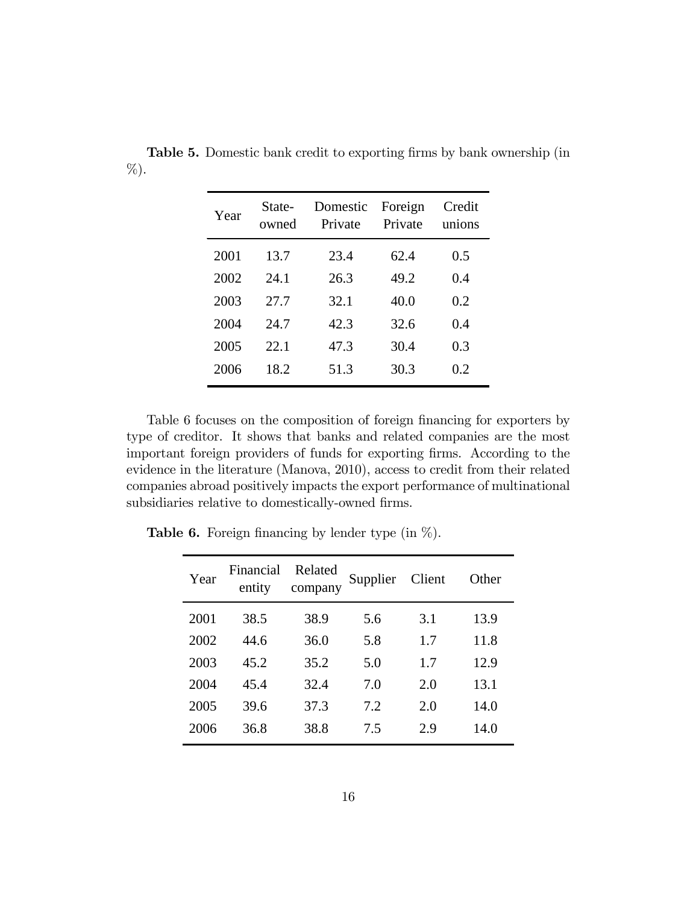**Table 5.** Domestic bank credit to exporting firms by bank ownership (in %).

| Year | State-owned | Domestic Private | Foreign Private | Credit unions |
|---|---|---|---|---|
| 2001 | 13.7 | 23.4 | 62.4 | 0.5 |
| 2002 | 24.1 | 26.3 | 49.2 | 0.4 |
| 2003 | 27.7 | 32.1 | 40.0 | 0.2 |
| 2004 | 24.7 | 42.3 | 32.6 | 0.4 |
| 2005 | 22.1 | 47.3 | 30.4 | 0.3 |
| 2006 | 18.2 | 51.3 | 30.3 | 0.2 |

Table 6 focuses on the composition of foreign financing for exporters by type of creditor. It shows that banks and related companies are the most important foreign providers of funds for exporting firms. According to the evidence in the literature (Manova, 2010), access to credit from their related companies abroad positively impacts the export performance of multinational subsidiaries relative to domestically-owned firms.

**Table 6.** Foreign financing by lender type (in %).

| Year | Financial entity | Related company | Supplier | Client | Other |
|---|---|---|---|---|---|
| 2001 | 38.5 | 38.9 | 5.6 | 3.1 | 13.9 |
| 2002 | 44.6 | 36.0 | 5.8 | 1.7 | 11.8 |
| 2003 | 45.2 | 35.2 | 5.0 | 1.7 | 12.9 |
| 2004 | 45.4 | 32.4 | 7.0 | 2.0 | 13.1 |
| 2005 | 39.6 | 37.3 | 7.2 | 2.0 | 14.0 |
| 2006 | 36.8 | 38.8 | 7.5 | 2.9 | 14.0 |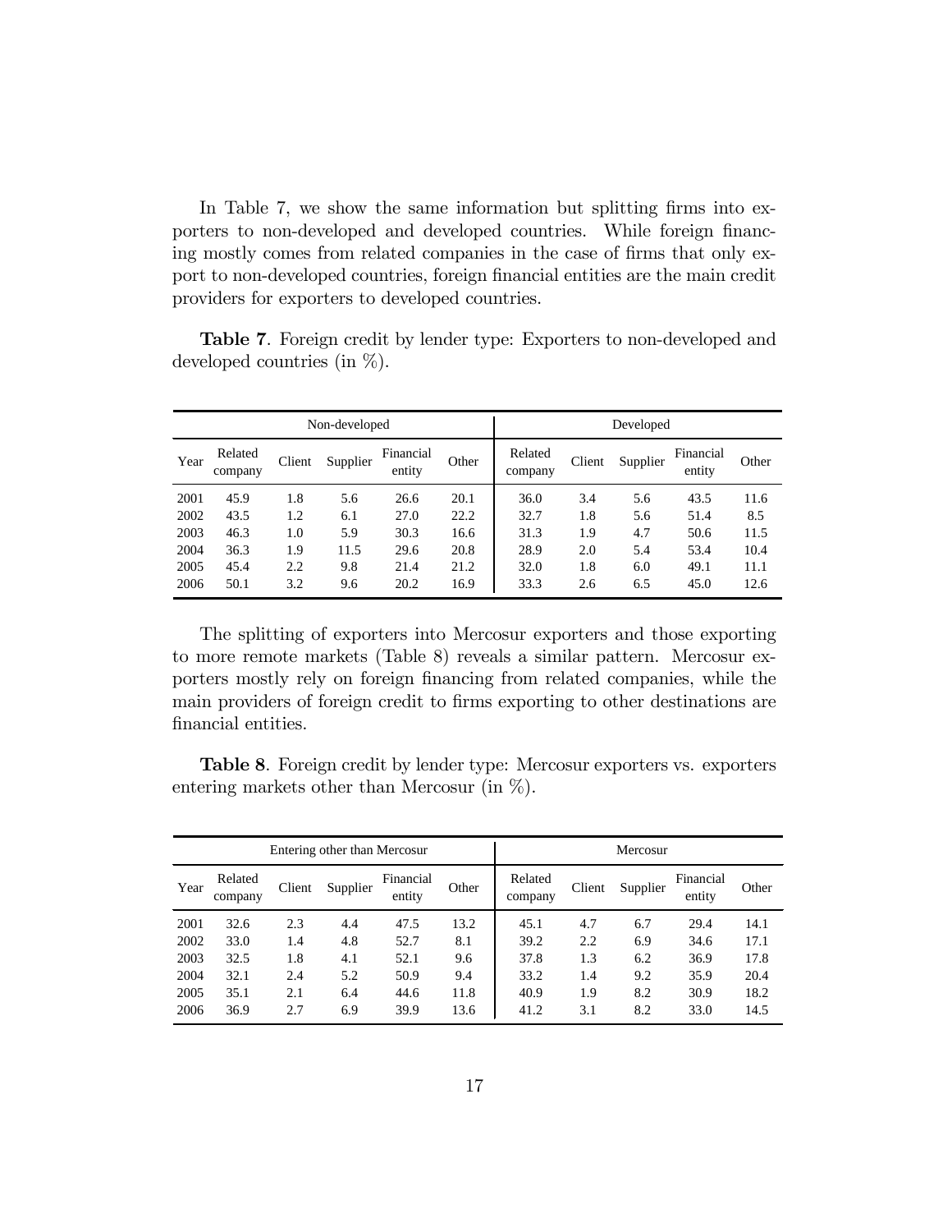In Table 7, we show the same information but splitting firms into exporters to non-developed and developed countries. While foreign financing mostly comes from related companies in the case of firms that only export to non-developed countries, foreign financial entities are the main credit providers for exporters to developed countries.

**Table 7**. Foreign credit by lender type: Exporters to non-developed and developed countries (in %).

| | Non-developed | | | | | Developed | | | | |
|---|---|---|---|---|---|---|---|---|---|---|
| Year | Related company | Client | Supplier | Financial entity | Other | Related company | Client | Supplier | Financial entity | Other |
| 2001 | 45.9 | 1.8 | 5.6 | 26.6 | 20.1 | 36.0 | 3.4 | 5.6 | 43.5 | 11.6 |
| 2002 | 43.5 | 1.2 | 6.1 | 27.0 | 22.2 | 32.7 | 1.8 | 5.6 | 51.4 | 8.5 |
| 2003 | 46.3 | 1.0 | 5.9 | 30.3 | 16.6 | 31.3 | 1.9 | 4.7 | 50.6 | 11.5 |
| 2004 | 36.3 | 1.9 | 11.5 | 29.6 | 20.8 | 28.9 | 2.0 | 5.4 | 53.4 | 10.4 |
| 2005 | 45.4 | 2.2 | 9.8 | 21.4 | 21.2 | 32.0 | 1.8 | 6.0 | 49.1 | 11.1 |
| 2006 | 50.1 | 3.2 | 9.6 | 20.2 | 16.9 | 33.3 | 2.6 | 6.5 | 45.0 | 12.6 |

The splitting of exporters into Mercosur exporters and those exporting to more remote markets (Table 8) reveals a similar pattern. Mercosur exporters mostly rely on foreign financing from related companies, while the main providers of foreign credit to firms exporting to other destinations are financial entities.

**Table 8**. Foreign credit by lender type: Mercosur exporters vs. exporters entering markets other than Mercosur (in %).

| | Entering other than Mercosur | | | | | Mercosur | | | | |
|---|---|---|---|---|---|---|---|---|---|---|
| Year | Related company | Client | Supplier | Financial entity | Other | Related company | Client | Supplier | Financial entity | Other |
| 2001 | 32.6 | 2.3 | 4.4 | 47.5 | 13.2 | 45.1 | 4.7 | 6.7 | 29.4 | 14.1 |
| 2002 | 33.0 | 1.4 | 4.8 | 52.7 | 8.1 | 39.2 | 2.2 | 6.9 | 34.6 | 17.1 |
| 2003 | 32.5 | 1.8 | 4.1 | 52.1 | 9.6 | 37.8 | 1.3 | 6.2 | 36.9 | 17.8 |
| 2004 | 32.1 | 2.4 | 5.2 | 50.9 | 9.4 | 33.2 | 1.4 | 9.2 | 35.9 | 20.4 |
| 2005 | 35.1 | 2.1 | 6.4 | 44.6 | 11.8 | 40.9 | 1.9 | 8.2 | 30.9 | 18.2 |
| 2006 | 36.9 | 2.7 | 6.9 | 39.9 | 13.6 | 41.2 | 3.1 | 8.2 | 33.0 | 14.5 |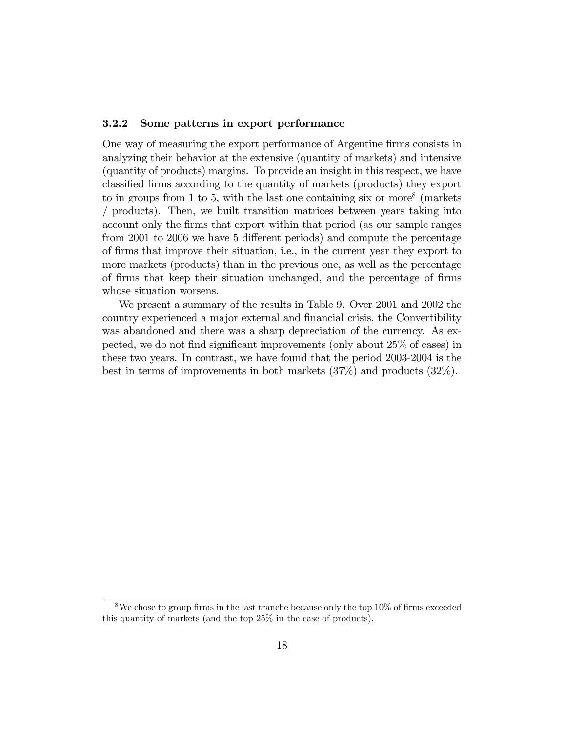### 3.2.2 Some patterns in export performance

One way of measuring the export performance of Argentine firms consists in analyzing their behavior at the extensive (quantity of markets) and intensive (quantity of products) margins. To provide an insight in this respect, we have classified firms according to the quantity of markets (products) they export to in groups from 1 to 5, with the last one containing six or more[8] (markets / products). Then, we built transition matrices between years taking into account only the firms that export within that period (as our sample ranges from 2001 to 2006 we have 5 different periods) and compute the percentage of firms that improve their situation, i.e., in the current year they export to more markets (products) than in the previous one, as well as the percentage of firms that keep their situation unchanged, and the percentage of firms whose situation worsens.

We present a summary of the results in Table 9. Over 2001 and 2002 the country experienced a major external and financial crisis, the Convertibility was abandoned and there was a sharp depreciation of the currency. As expected, we do not find significant improvements (only about 25% of cases) in these two years. In contrast, we have found that the period 2003-2004 is the best in terms of improvements in both markets (37%) and products (32%).

[8]We chose to group firms in the last tranche because only the top 10% of firms exceeded this quantity of markets (and the top 25% in the case of products).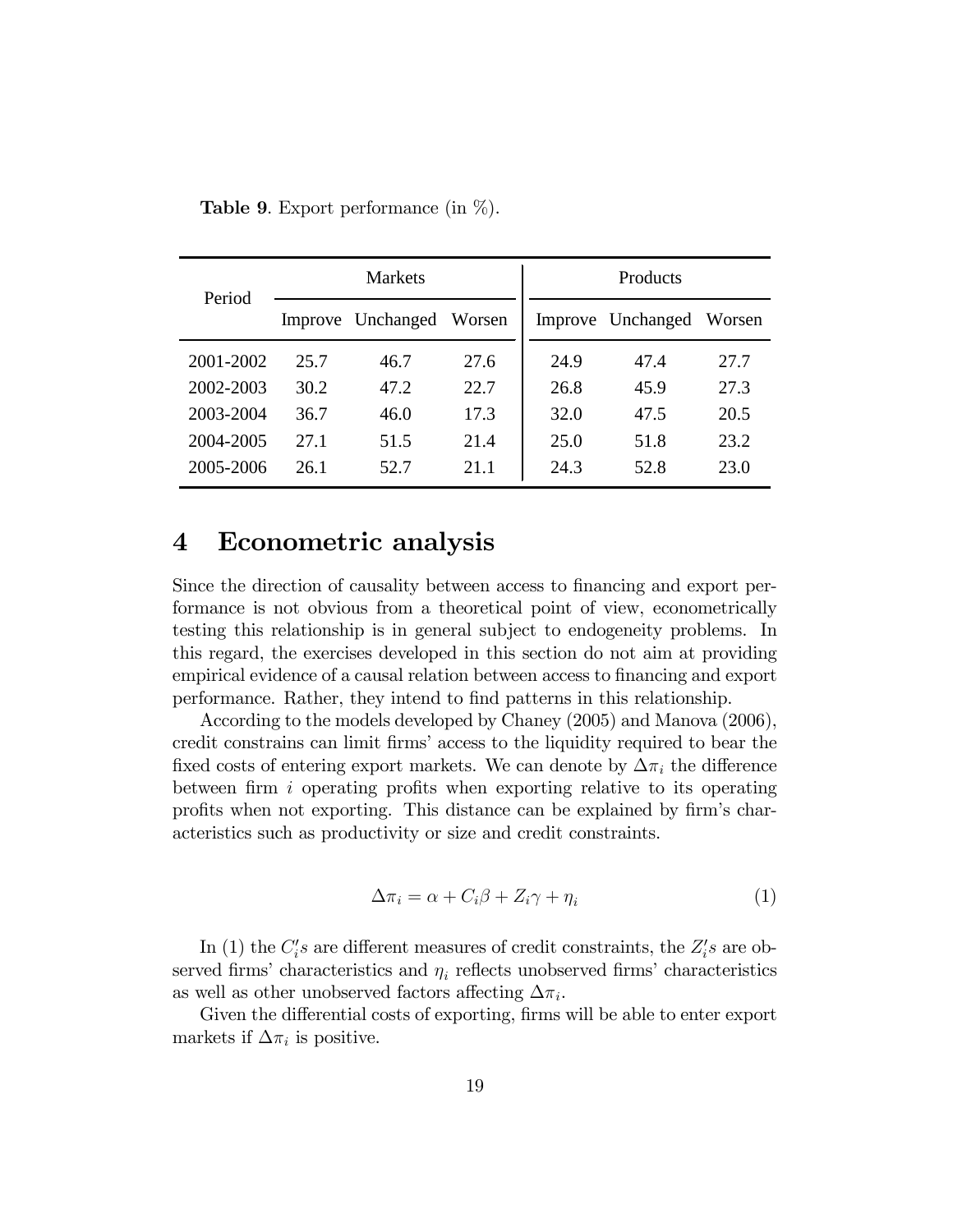**Table 9**. Export performance (in %).

| Period | Markets | | | Products | | |
|---|---|---|---|---|---|---|
| | Improve | Unchanged | Worsen | Improve | Unchanged | Worsen |
| 2001-2002 | 25.7 | 46.7 | 27.6 | 24.9 | 47.4 | 27.7 |
| 2002-2003 | 30.2 | 47.2 | 22.7 | 26.8 | 45.9 | 27.3 |
| 2003-2004 | 36.7 | 46.0 | 17.3 | 32.0 | 47.5 | 20.5 |
| 2004-2005 | 27.1 | 51.5 | 21.4 | 25.0 | 51.8 | 23.2 |
| 2005-2006 | 26.1 | 52.7 | 21.1 | 24.3 | 52.8 | 23.0 |

# 4 Econometric analysis

Since the direction of causality between access to financing and export performance is not obvious from a theoretical point of view, econometrically testing this relationship is in general subject to endogeneity problems. In this regard, the exercises developed in this section do not aim at providing empirical evidence of a causal relation between access to financing and export performance. Rather, they intend to find patterns in this relationship.

According to the models developed by Chaney (2005) and Manova (2006), credit constrains can limit firms' access to the liquidity required to bear the fixed costs of entering export markets. We can denote by $\Delta\pi_i$ the difference between firm $i$ operating profits when exporting relative to its operating profits when not exporting. This distance can be explained by firm's characteristics such as productivity or size and credit constraints.

$$\Delta\pi_i = \alpha + C_i\beta + Z_i\gamma + \eta_i \tag{1}$$

In (1) the $C_i's$ are different measures of credit constraints, the $Z_i's$ are observed firms' characteristics and $\eta_i$ reflects unobserved firms' characteristics as well as other unobserved factors affecting $\Delta\pi_i$.

Given the differential costs of exporting, firms will be able to enter export markets if $\Delta\pi_i$ is positive.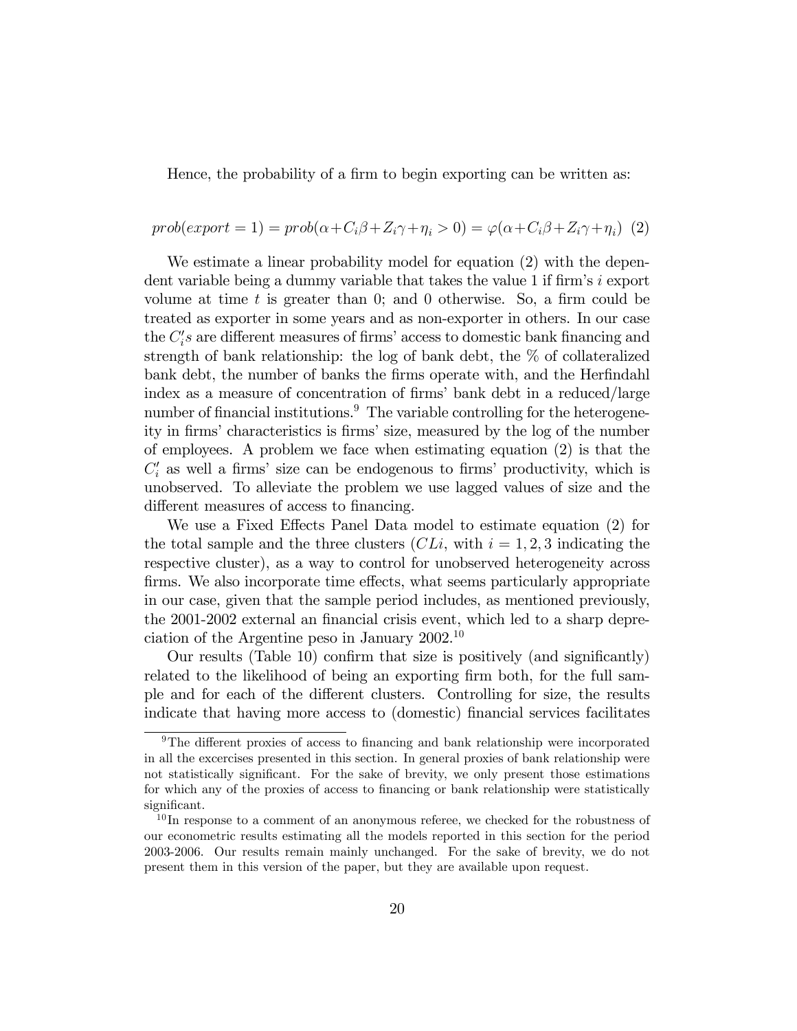Hence, the probability of a firm to begin exporting can be written as:

$$prob(export = 1) = prob(\alpha + C_i\beta + Z_i\gamma + \eta_i > 0) = \varphi(\alpha + C_i\beta + Z_i\gamma + \eta_i) \quad (2)$$

We estimate a linear probability model for equation (2) with the dependent variable being a dummy variable that takes the value 1 if firm's $i$ export volume at time $t$ is greater than 0; and 0 otherwise. So, a firm could be treated as exporter in some years and as non-exporter in others. In our case the $C_i's$ are different measures of firms' access to domestic bank financing and strength of bank relationship: the log of bank debt, the % of collateralized bank debt, the number of banks the firms operate with, and the Herfindahl index as a measure of concentration of firms' bank debt in a reduced/large number of financial institutions.[9] The variable controlling for the heterogeneity in firms' characteristics is firms' size, measured by the log of the number of employees. A problem we face when estimating equation (2) is that the $C_i'$ as well a firms' size can be endogenous to firms' productivity, which is unobserved. To alleviate the problem we use lagged values of size and the different measures of access to financing.

We use a Fixed Effects Panel Data model to estimate equation (2) for the total sample and the three clusters ($CLi$, with $i = 1, 2, 3$ indicating the respective cluster), as a way to control for unobserved heterogeneity across firms. We also incorporate time effects, what seems particularly appropriate in our case, given that the sample period includes, as mentioned previously, the 2001-2002 external an financial crisis event, which led to a sharp depreciation of the Argentine peso in January 2002.[10]

Our results (Table 10) confirm that size is positively (and significantly) related to the likelihood of being an exporting firm both, for the full sample and for each of the different clusters. Controlling for size, the results indicate that having more access to (domestic) financial services facilitates

[9] The different proxies of access to financing and bank relationship were incorporated in all the excercises presented in this section. In general proxies of bank relationship were not statistically significant. For the sake of brevity, we only present those estimations for which any of the proxies of access to financing or bank relationship were statistically significant.

[10] In response to a comment of an anonymous referee, we checked for the robustness of our econometric results estimating all the models reported in this section for the period 2003-2006. Our results remain mainly unchanged. For the sake of brevity, we do not present them in this version of the paper, but they are available upon request.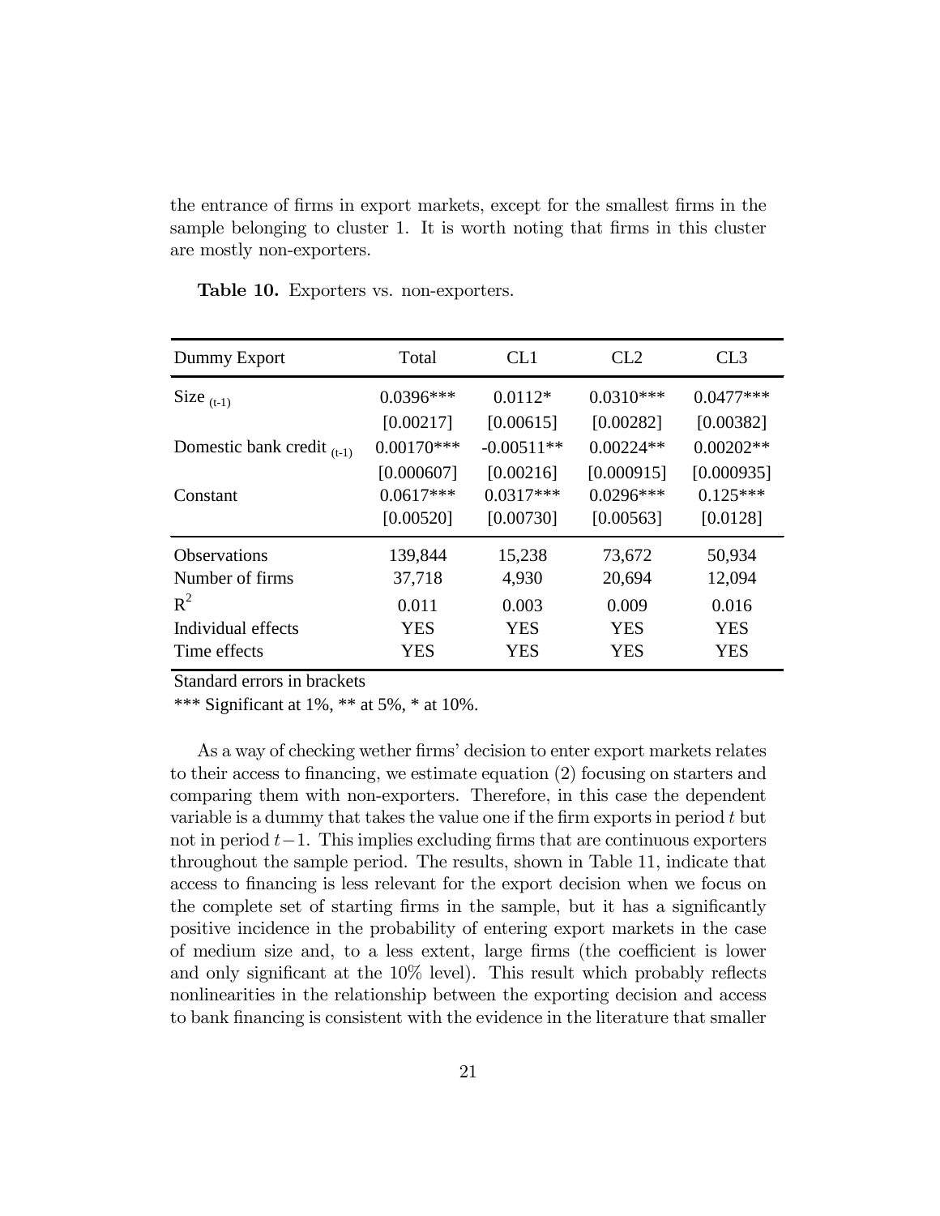the entrance of firms in export markets, except for the smallest firms in the sample belonging to cluster 1. It is worth noting that firms in this cluster are mostly non-exporters.

**Table 10.** Exporters vs. non-exporters.

| Dummy Export | Total | CL1 | CL2 | CL3 |
|---|---|---|---|---|
| Size $_{(t-1)}$ | 0.0396*** | 0.0112* | 0.0310*** | 0.0477*** |
| | [0.00217] | [0.00615] | [0.00282] | [0.00382] |
| Domestic bank credit $_{(t-1)}$ | 0.00170*** | -0.00511** | 0.00224** | 0.00202** |
| | [0.000607] | [0.00216] | [0.000915] | [0.000935] |
| Constant | 0.0617*** | 0.0317*** | 0.0296*** | 0.125*** |
| | [0.00520] | [0.00730] | [0.00563] | [0.0128] |
| Observations | 139,844 | 15,238 | 73,672 | 50,934 |
| Number of firms | 37,718 | 4,930 | 20,694 | 12,094 |
| $R^2$ | 0.011 | 0.003 | 0.009 | 0.016 |
| Individual effects | YES | YES | YES | YES |
| Time effects | YES | YES | YES | YES |

Standard errors in brackets

*** Significant at 1%, ** at 5%, * at 10%.

As a way of checking wether firms' decision to enter export markets relates to their access to financing, we estimate equation (2) focusing on starters and comparing them with non-exporters. Therefore, in this case the dependent variable is a dummy that takes the value one if the firm exports in period $t$ but not in period $t-1$. This implies excluding firms that are continuous exporters throughout the sample period. The results, shown in Table 11, indicate that access to financing is less relevant for the export decision when we focus on the complete set of starting firms in the sample, but it has a significantly positive incidence in the probability of entering export markets in the case of medium size and, to a less extent, large firms (the coefficient is lower and only significant at the 10% level). This result which probably reflects nonlinearities in the relationship between the exporting decision and access to bank financing is consistent with the evidence in the literature that smaller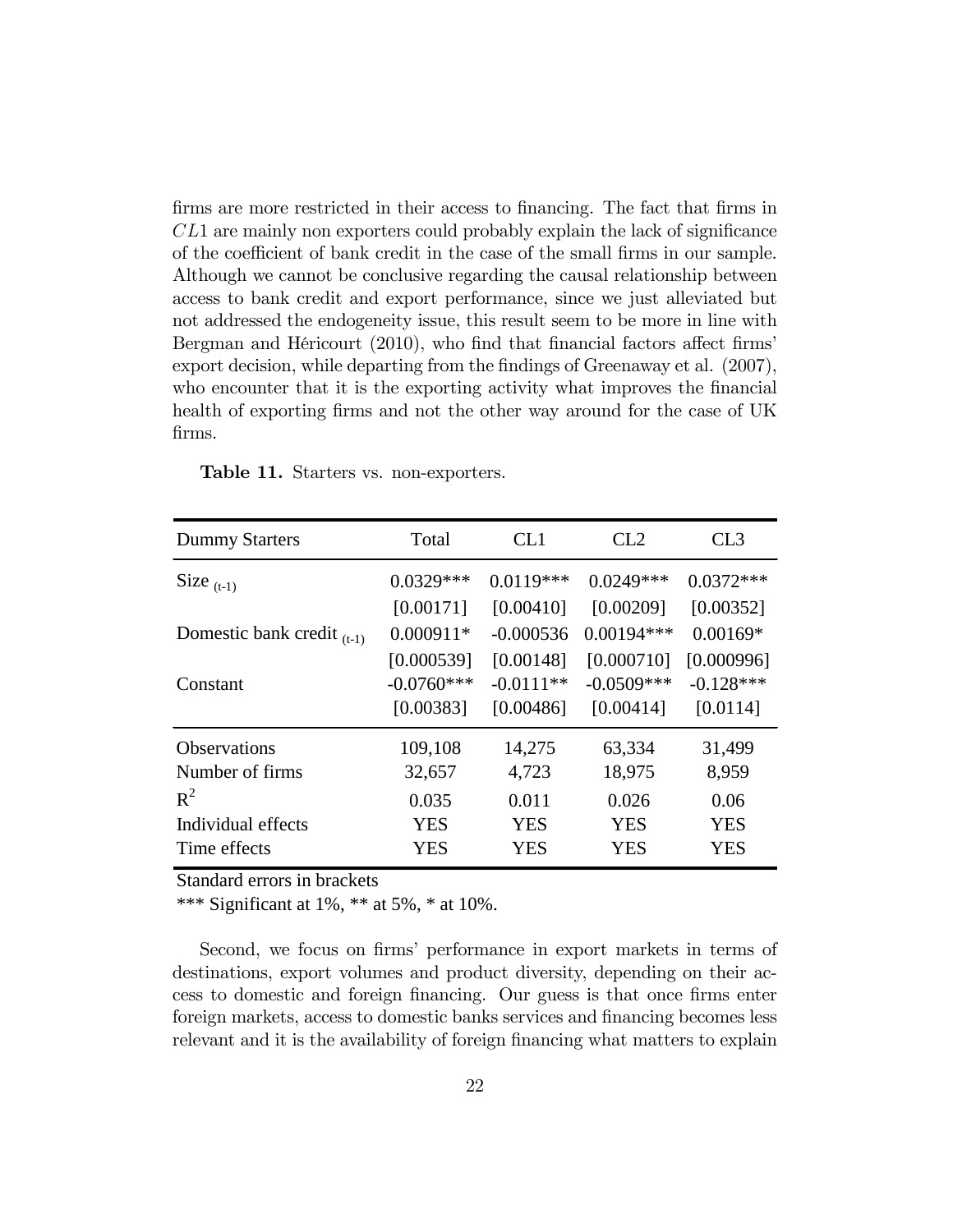firms are more restricted in their access to financing. The fact that firms in $CL1$ are mainly non exporters could probably explain the lack of significance of the coefficient of bank credit in the case of the small firms in our sample. Although we cannot be conclusive regarding the causal relationship between access to bank credit and export performance, since we just alleviated but not addressed the endogeneity issue, this result seem to be more in line with Bergman and Héricourt (2010), who find that financial factors affect firms' export decision, while departing from the findings of Greenaway et al. (2007), who encounter that it is the exporting activity what improves the financial health of exporting firms and not the other way around for the case of UK firms.

**Table 11.** Starters vs. non-exporters.

| Dummy Starters | Total | CL1 | CL2 | CL3 |
|---|---|---|---|---|
| Size $_{(t-1)}$ | 0.0329*** | 0.0119*** | 0.0249*** | 0.0372*** |
| | [0.00171] | [0.00410] | [0.00209] | [0.00352] |
| Domestic bank credit $_{(t-1)}$ | 0.000911* | -0.000536 | 0.00194*** | 0.00169* |
| | [0.000539] | [0.00148] | [0.000710] | [0.000996] |
| Constant | -0.0760*** | -0.0111** | -0.0509*** | -0.128*** |
| | [0.00383] | [0.00486] | [0.00414] | [0.0114] |
| Observations | 109,108 | 14,275 | 63,334 | 31,499 |
| Number of firms | 32,657 | 4,723 | 18,975 | 8,959 |
| $R^2$ | 0.035 | 0.011 | 0.026 | 0.06 |
| Individual effects | YES | YES | YES | YES |
| Time effects | YES | YES | YES | YES |

Standard errors in brackets

*** Significant at 1%, ** at 5%, * at 10%.

Second, we focus on firms' performance in export markets in terms of destinations, export volumes and product diversity, depending on their access to domestic and foreign financing. Our guess is that once firms enter foreign markets, access to domestic banks services and financing becomes less relevant and it is the availability of foreign financing what matters to explain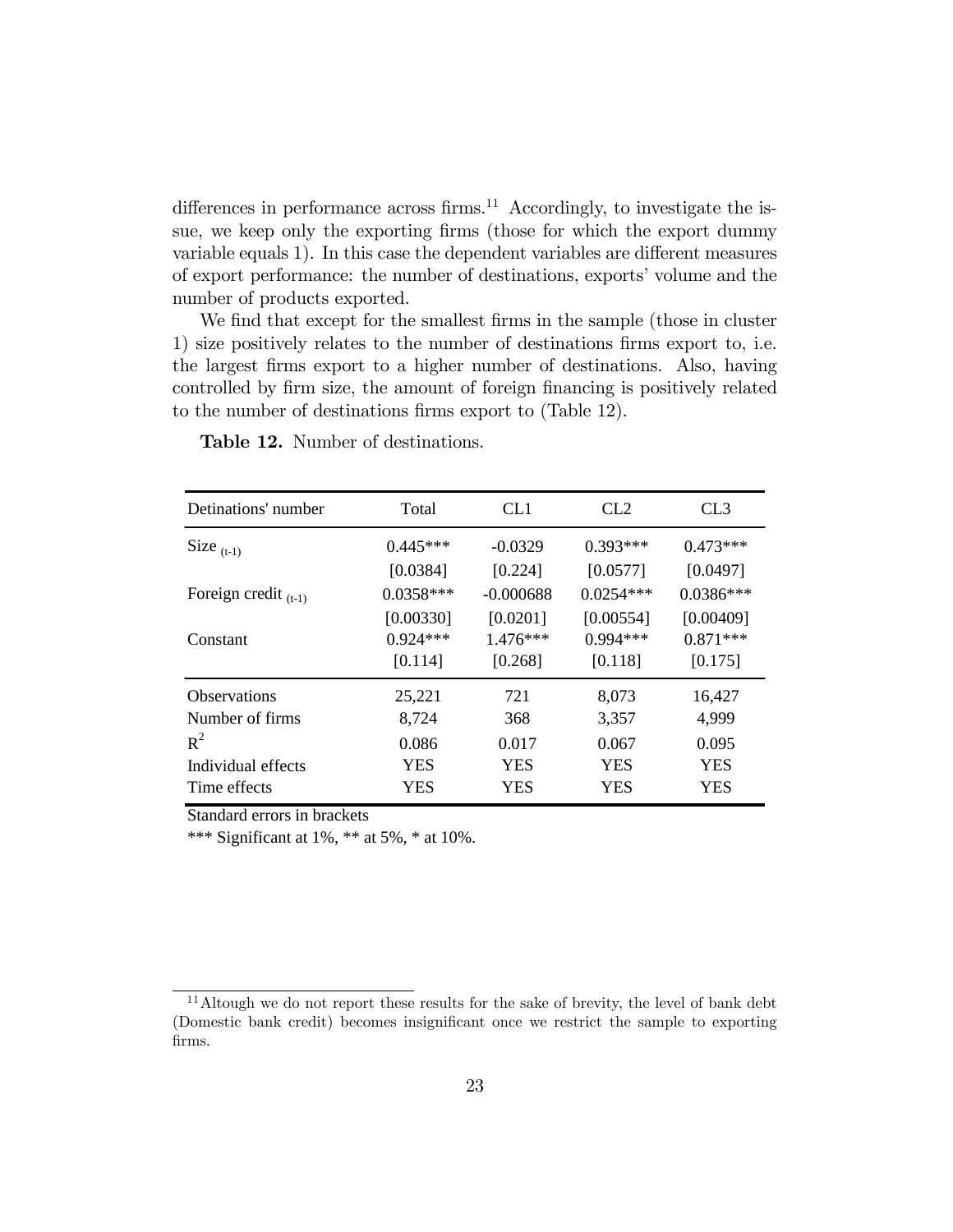differences in performance across firms.[11] Accordingly, to investigate the issue, we keep only the exporting firms (those for which the export dummy variable equals 1). In this case the dependent variables are different measures of export performance: the number of destinations, exports' volume and the number of products exported.

We find that except for the smallest firms in the sample (those in cluster 1) size positively relates to the number of destinations firms export to, i.e. the largest firms export to a higher number of destinations. Also, having controlled by firm size, the amount of foreign financing is positively related to the number of destinations firms export to (Table 12).

**Table 12.** Number of destinations.

| Detinations' number | Total | CL1 | CL2 | CL3 |
|---|---|---|---|---|
| Size $_{(t-1)}$ | 0.445*** | -0.0329 | 0.393*** | 0.473*** |
| | [0.0384] | [0.224] | [0.0577] | [0.0497] |
| Foreign credit $_{(t-1)}$ | 0.0358*** | -0.000688 | 0.0254*** | 0.0386*** |
| | [0.00330] | [0.0201] | [0.00554] | [0.00409] |
| Constant | 0.924*** | 1.476*** | 0.994*** | 0.871*** |
| | [0.114] | [0.268] | [0.118] | [0.175] |
| Observations | 25,221 | 721 | 8,073 | 16,427 |
| Number of firms | 8,724 | 368 | 3,357 | 4,999 |
| $R^2$ | 0.086 | 0.017 | 0.067 | 0.095 |
| Individual effects | YES | YES | YES | YES |
| Time effects | YES | YES | YES | YES |

Standard errors in brackets

*** Significant at 1%, ** at 5%, * at 10%.

[11] Altough we do not report these results for the sake of brevity, the level of bank debt (Domestic bank credit) becomes insignificant once we restrict the sample to exporting firms.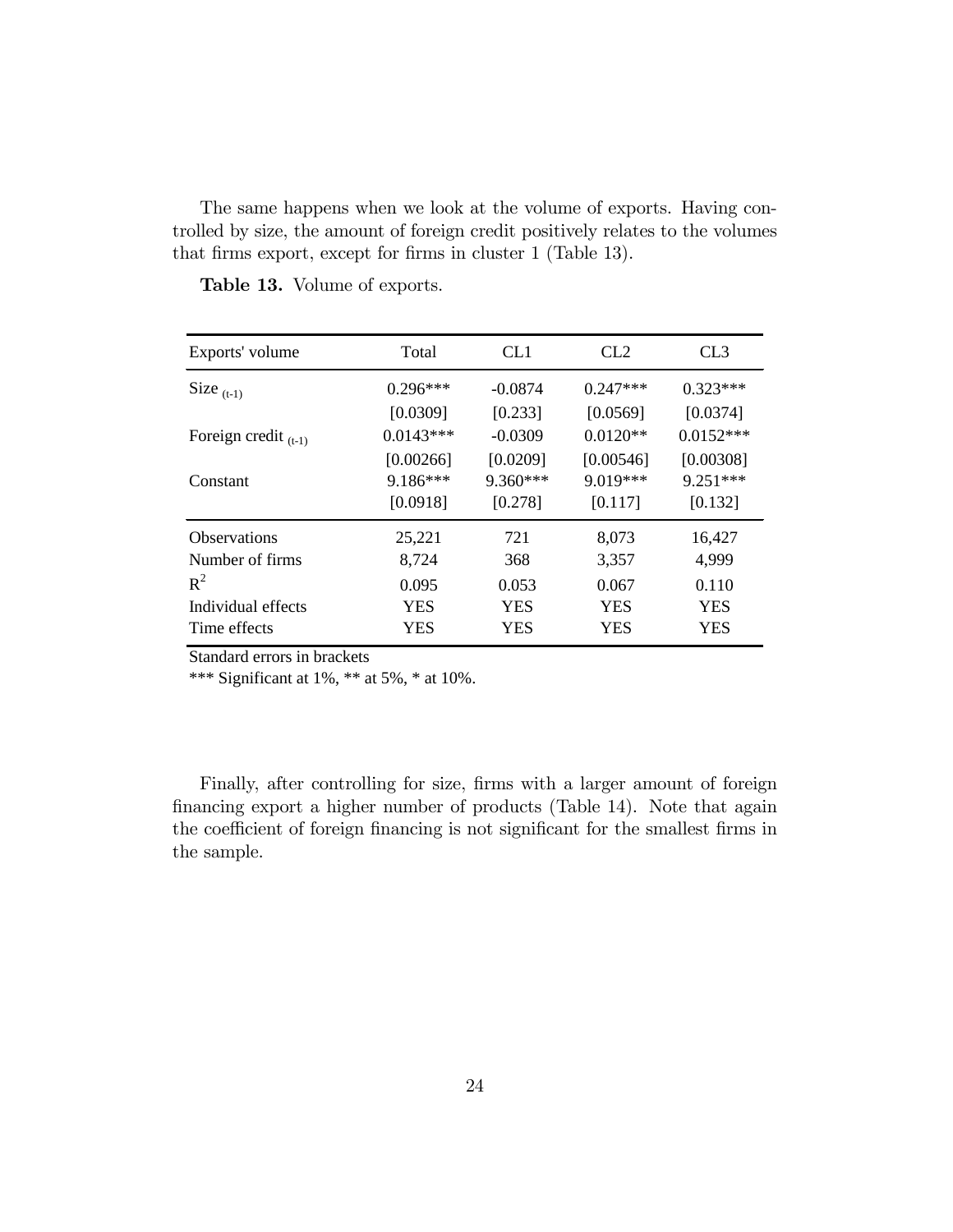The same happens when we look at the volume of exports. Having controlled by size, the amount of foreign credit positively relates to the volumes that firms export, except for firms in cluster 1 (Table 13).

**Table 13.** Volume of exports.

| Exports' volume | Total | CL1 | CL2 | CL3 |
|---|---|---|---|---|
| Size $_{(t-1)}$ | 0.296*** | -0.0874 | 0.247*** | 0.323*** |
| | [0.0309] | [0.233] | [0.0569] | [0.0374] |
| Foreign credit $_{(t-1)}$ | 0.0143*** | -0.0309 | 0.0120** | 0.0152*** |
| | [0.00266] | [0.0209] | [0.00546] | [0.00308] |
| Constant | 9.186*** | 9.360*** | 9.019*** | 9.251*** |
| | [0.0918] | [0.278] | [0.117] | [0.132] |
| Observations | 25,221 | 721 | 8,073 | 16,427 |
| Number of firms | 8,724 | 368 | 3,357 | 4,999 |
| $R^2$ | 0.095 | 0.053 | 0.067 | 0.110 |
| Individual effects | YES | YES | YES | YES |
| Time effects | YES | YES | YES | YES |

Standard errors in brackets

*** Significant at 1%, ** at 5%, * at 10%.

Finally, after controlling for size, firms with a larger amount of foreign financing export a higher number of products (Table 14). Note that again the coefficient of foreign financing is not significant for the smallest firms in the sample.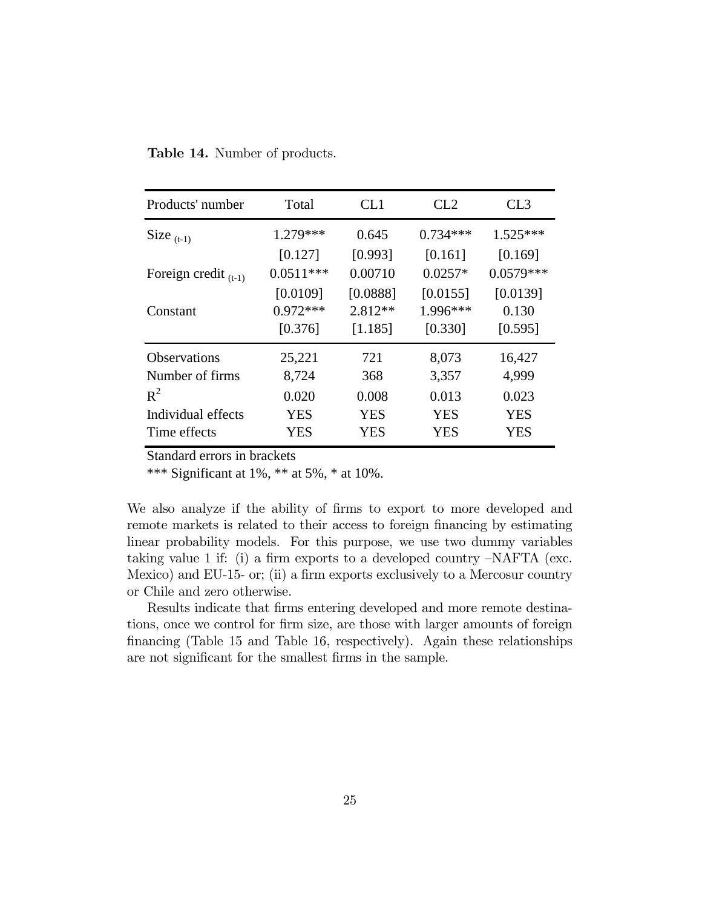**Table 14.** Number of products.

| Products' number | Total | CL1 | CL2 | CL3 |
|---|---|---|---|---|
| Size $_{(t-1)}$ | 1.279*** | 0.645 | 0.734*** | 1.525*** |
| | [0.127] | [0.993] | [0.161] | [0.169] |
| Foreign credit $_{(t-1)}$ | 0.0511*** | 0.00710 | 0.0257* | 0.0579*** |
| | [0.0109] | [0.0888] | [0.0155] | [0.0139] |
| Constant | 0.972*** | 2.812** | 1.996*** | 0.130 |
| | [0.376] | [1.185] | [0.330] | [0.595] |
| Observations | 25,221 | 721 | 8,073 | 16,427 |
| Number of firms | 8,724 | 368 | 3,357 | 4,999 |
| $R^2$ | 0.020 | 0.008 | 0.013 | 0.023 |
| Individual effects | YES | YES | YES | YES |
| Time effects | YES | YES | YES | YES |

Standard errors in brackets

*** Significant at 1%, ** at 5%, * at 10%.

We also analyze if the ability of firms to export to more developed and remote markets is related to their access to foreign financing by estimating linear probability models. For this purpose, we use two dummy variables taking value 1 if: (i) a firm exports to a developed country –NAFTA (exc. Mexico) and EU-15- or; (ii) a firm exports exclusively to a Mercosur country or Chile and zero otherwise.

Results indicate that firms entering developed and more remote destinations, once we control for firm size, are those with larger amounts of foreign financing (Table 15 and Table 16, respectively). Again these relationships are not significant for the smallest firms in the sample.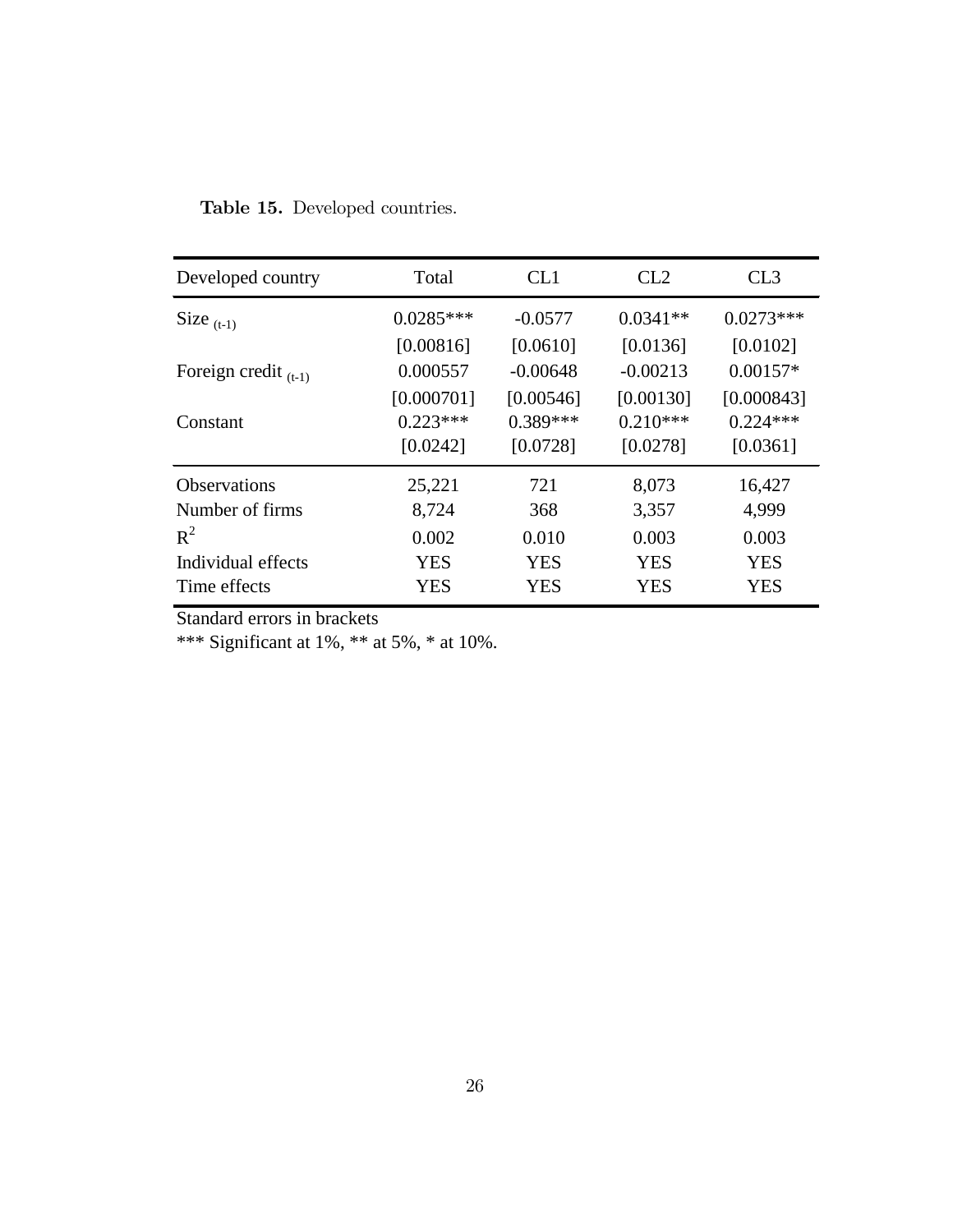**Table 15.** Developed countries.

| Developed country | Total | CL1 | CL2 | CL3 |
|---|---|---|---|---|
| Size $_{(t-1)}$ | 0.0285*** | -0.0577 | 0.0341** | 0.0273*** |
| | [0.00816] | [0.0610] | [0.0136] | [0.0102] |
| Foreign credit $_{(t-1)}$ | 0.000557 | -0.00648 | -0.00213 | 0.00157* |
| | [0.000701] | [0.00546] | [0.00130] | [0.000843] |
| Constant | 0.223*** | 0.389*** | 0.210*** | 0.224*** |
| | [0.0242] | [0.0728] | [0.0278] | [0.0361] |
| Observations | 25,221 | 721 | 8,073 | 16,427 |
| Number of firms | 8,724 | 368 | 3,357 | 4,999 |
| $R^2$ | 0.002 | 0.010 | 0.003 | 0.003 |
| Individual effects | YES | YES | YES | YES |
| Time effects | YES | YES | YES | YES |

Standard errors in brackets

*** Significant at 1%, ** at 5%, * at 10%.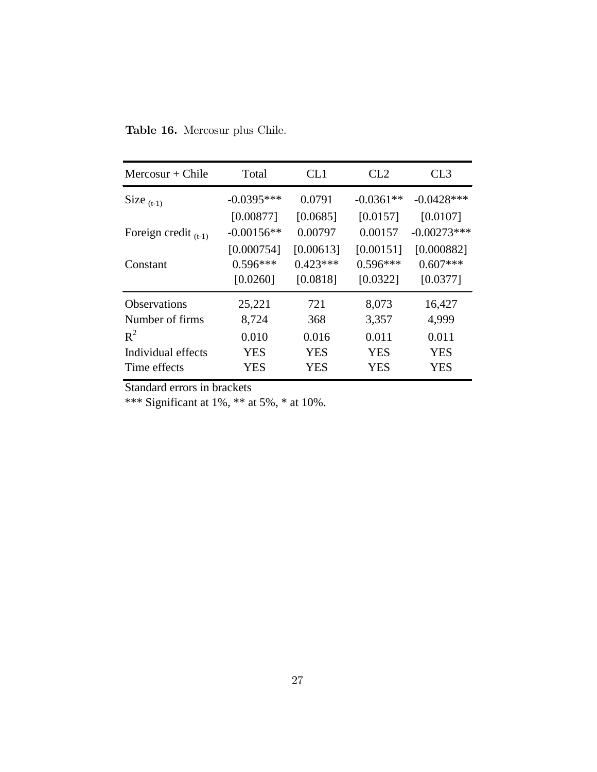**Table 16.** Mercosur plus Chile.

| Mercosur + Chile | Total | CL1 | CL2 | CL3 |
|---|---|---|---|---|
| Size $_{(t-1)}$ | -0.0395*** | 0.0791 | -0.0361** | -0.0428*** |
| | [0.00877] | [0.0685] | [0.0157] | [0.0107] |
| Foreign credit $_{(t-1)}$ | -0.00156** | 0.00797 | 0.00157 | -0.00273*** |
| | [0.000754] | [0.00613] | [0.00151] | [0.000882] |
| Constant | 0.596*** | 0.423*** | 0.596*** | 0.607*** |
| | [0.0260] | [0.0818] | [0.0322] | [0.0377] |
| Observations | 25,221 | 721 | 8,073 | 16,427 |
| Number of firms | 8,724 | 368 | 3,357 | 4,999 |
| $R^2$ | 0.010 | 0.016 | 0.011 | 0.011 |
| Individual effects | YES | YES | YES | YES |
| Time effects | YES | YES | YES | YES |

Standard errors in brackets

*** Significant at 1%, ** at 5%, * at 10%.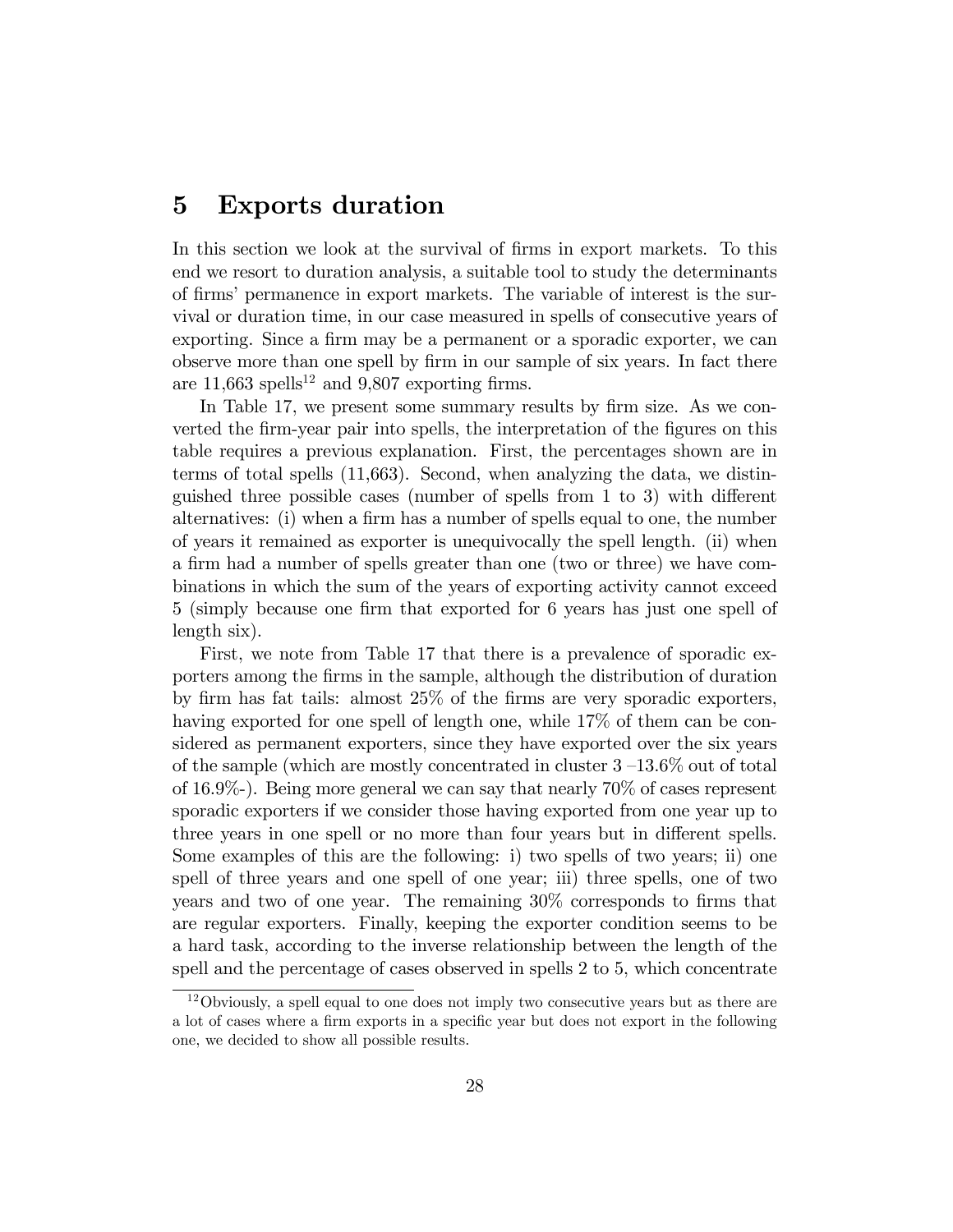# 5 Exports duration

In this section we look at the survival of firms in export markets. To this end we resort to duration analysis, a suitable tool to study the determinants of firms' permanence in export markets. The variable of interest is the survival or duration time, in our case measured in spells of consecutive years of exporting. Since a firm may be a permanent or a sporadic exporter, we can observe more than one spell by firm in our sample of six years. In fact there are 11,663 spells[12] and 9,807 exporting firms.

In Table 17, we present some summary results by firm size. As we converted the firm-year pair into spells, the interpretation of the figures on this table requires a previous explanation. First, the percentages shown are in terms of total spells (11,663). Second, when analyzing the data, we distinguished three possible cases (number of spells from 1 to 3) with different alternatives: (i) when a firm has a number of spells equal to one, the number of years it remained as exporter is unequivocally the spell length. (ii) when a firm had a number of spells greater than one (two or three) we have combinations in which the sum of the years of exporting activity cannot exceed 5 (simply because one firm that exported for 6 years has just one spell of length six).

First, we note from Table 17 that there is a prevalence of sporadic exporters among the firms in the sample, although the distribution of duration by firm has fat tails: almost 25% of the firms are very sporadic exporters, having exported for one spell of length one, while 17% of them can be considered as permanent exporters, since they have exported over the six years of the sample (which are mostly concentrated in cluster 3 –13.6% out of total of 16.9%-). Being more general we can say that nearly 70% of cases represent sporadic exporters if we consider those having exported from one year up to three years in one spell or no more than four years but in different spells. Some examples of this are the following: i) two spells of two years; ii) one spell of three years and one spell of one year; iii) three spells, one of two years and two of one year. The remaining 30% corresponds to firms that are regular exporters. Finally, keeping the exporter condition seems to be a hard task, according to the inverse relationship between the length of the spell and the percentage of cases observed in spells 2 to 5, which concentrate

[12] Obviously, a spell equal to one does not imply two consecutive years but as there are a lot of cases where a firm exports in a specific year but does not export in the following one, we decided to show all possible results.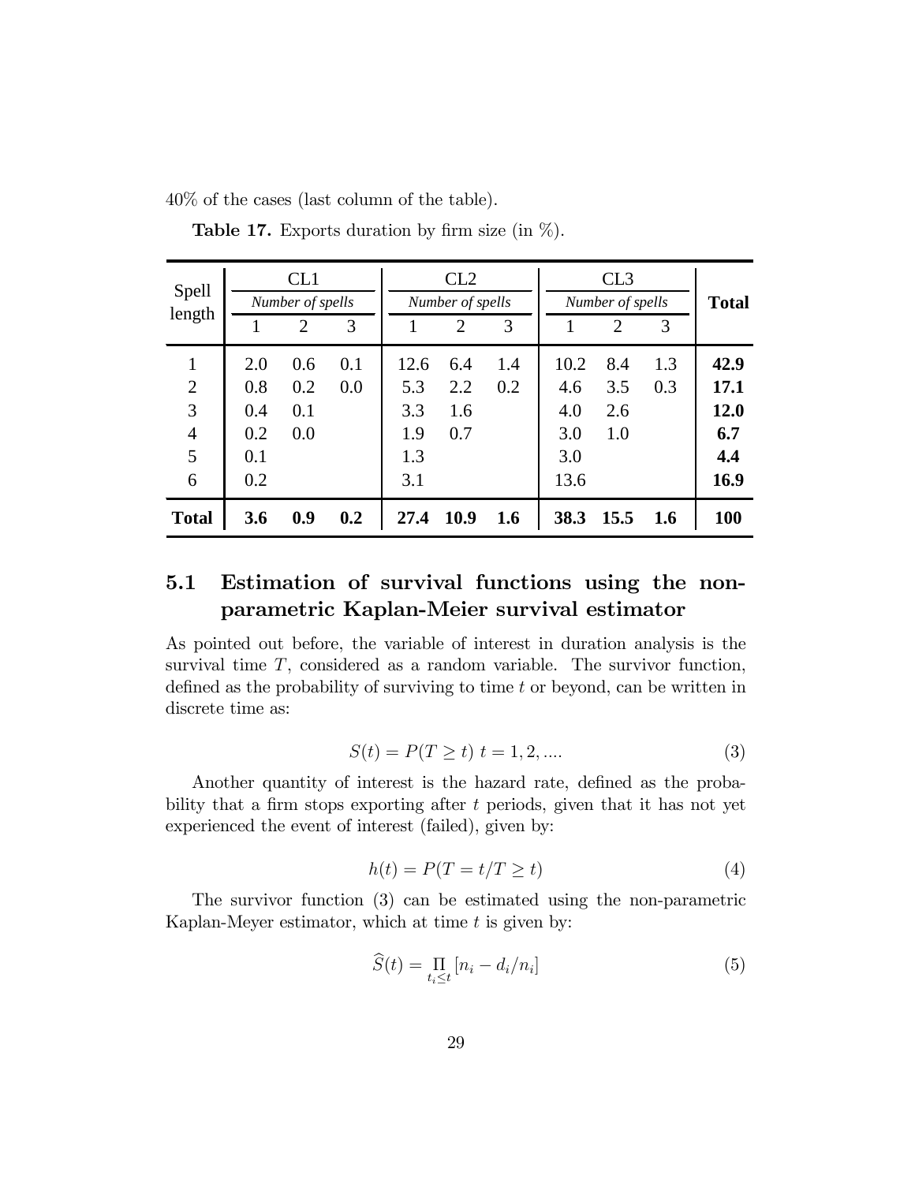40% of the cases (last column of the table).

**Table 17.** Exports duration by firm size (in %).

| Spell length | CL1 | | | CL2 | | | CL3 | | | Total |
|---|---|---|---|---|---|---|---|---|---|---|
| | *Number of spells* | | | *Number of spells* | | | *Number of spells* | | | |
| | 1 | 2 | 3 | 1 | 2 | 3 | 1 | 2 | 3 | |
| 1 | 2.0 | 0.6 | 0.1 | 12.6 | 6.4 | 1.4 | 10.2 | 8.4 | 1.3 | **42.9** |
| 2 | 0.8 | 0.2 | 0.0 | 5.3 | 2.2 | 0.2 | 4.6 | 3.5 | 0.3 | **17.1** |
| 3 | 0.4 | 0.1 | | 3.3 | 1.6 | | 4.0 | 2.6 | | **12.0** |
| 4 | 0.2 | 0.0 | | 1.9 | 0.7 | | 3.0 | 1.0 | | **6.7** |
| 5 | 0.1 | | | 1.3 | | | 3.0 | | | **4.4** |
| 6 | 0.2 | | | 3.1 | | | 13.6 | | | **16.9** |
| **Total** | **3.6** | **0.9** | **0.2** | **27.4** | **10.9** | **1.6** | **38.3** | **15.5** | **1.6** | **100** |

## 5.1 Estimation of survival functions using the non-parametric Kaplan-Meier survival estimator

As pointed out before, the variable of interest in duration analysis is the survival time $T$, considered as a random variable. The survivor function, defined as the probability of surviving to time $t$ or beyond, can be written in discrete time as:

$$S(t) = P(T \geq t) \ t = 1, 2, .... \tag{3}$$

Another quantity of interest is the hazard rate, defined as the probability that a firm stops exporting after $t$ periods, given that it has not yet experienced the event of interest (failed), given by:

$$h(t) = P(T = t/T \geq t) \tag{4}$$

The survivor function (3) can be estimated using the non-parametric Kaplan-Meyer estimator, which at time $t$ is given by:

$$\widehat{S}(t) = \prod_{t_i \leq t} [n_i - d_i/n_i] \tag{5}$$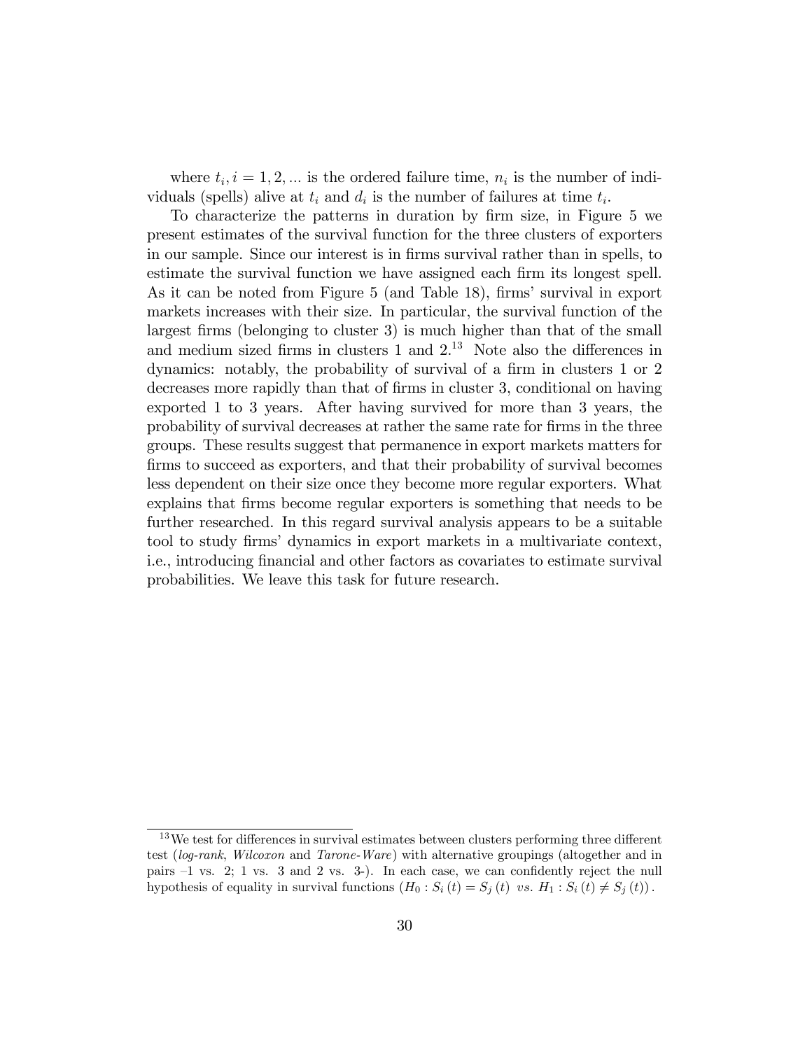where $t_i, i = 1, 2, ...$ is the ordered failure time, $n_i$ is the number of individuals (spells) alive at $t_i$ and $d_i$ is the number of failures at time $t_i$.

To characterize the patterns in duration by firm size, in Figure 5 we present estimates of the survival function for the three clusters of exporters in our sample. Since our interest is in firms survival rather than in spells, to estimate the survival function we have assigned each firm its longest spell. As it can be noted from Figure 5 (and Table 18), firms' survival in export markets increases with their size. In particular, the survival function of the largest firms (belonging to cluster 3) is much higher than that of the small and medium sized firms in clusters 1 and 2.[13] Note also the differences in dynamics: notably, the probability of survival of a firm in clusters 1 or 2 decreases more rapidly than that of firms in cluster 3, conditional on having exported 1 to 3 years. After having survived for more than 3 years, the probability of survival decreases at rather the same rate for firms in the three groups. These results suggest that permanence in export markets matters for firms to succeed as exporters, and that their probability of survival becomes less dependent on their size once they become more regular exporters. What explains that firms become regular exporters is something that needs to be further researched. In this regard survival analysis appears to be a suitable tool to study firms' dynamics in export markets in a multivariate context, i.e., introducing financial and other factors as covariates to estimate survival probabilities. We leave this task for future research.

[13] We test for differences in survival estimates between clusters performing three different test (*log-rank*, *Wilcoxon* and *Tarone-Ware*) with alternative groupings (altogether and in pairs –1 vs. 2; 1 vs. 3 and 2 vs. 3-). In each case, we can confidently reject the null hypothesis of equality in survival functions $(H_0 : S_i(t) = S_j(t) \ \ vs. \ H_1 : S_i(t) \neq S_j(t))$.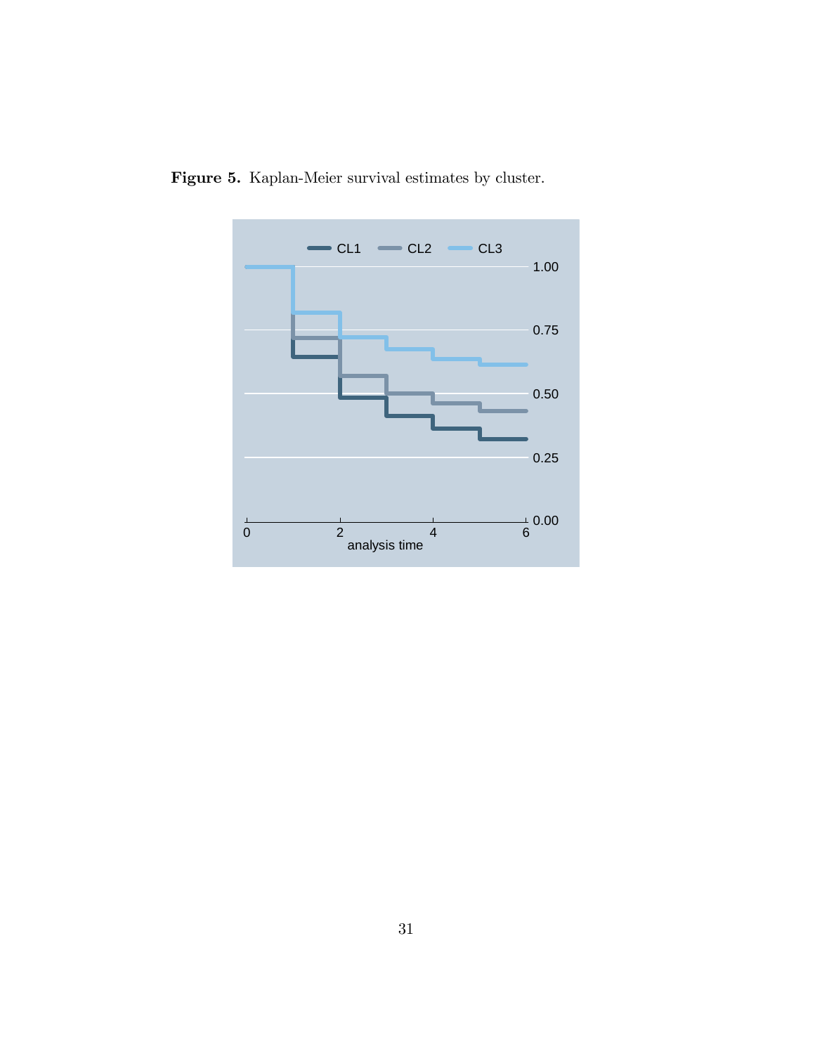**Figure 5.** Kaplan-Meier survival estimates by cluster.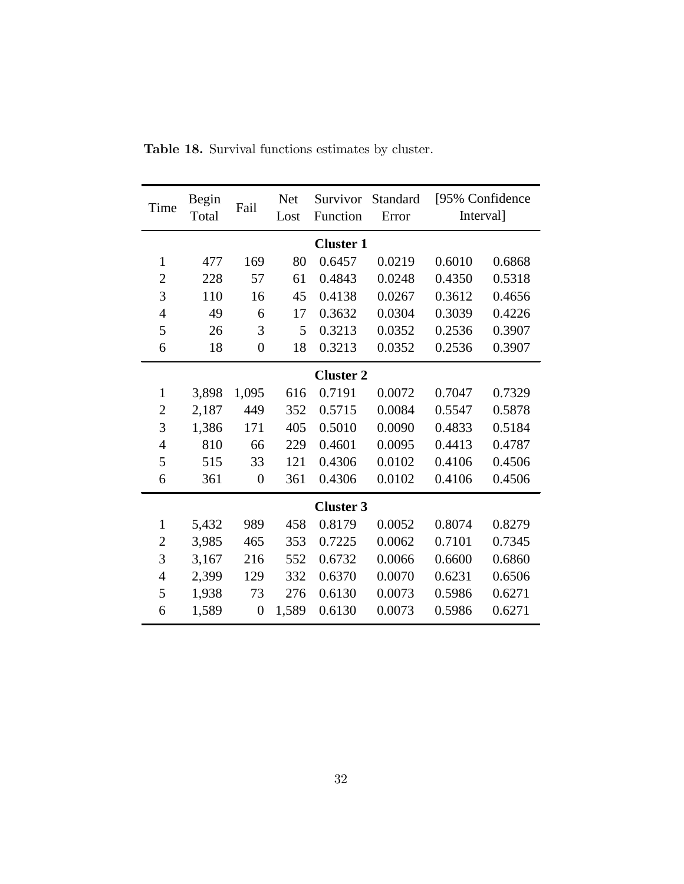**Table 18.** Survival functions estimates by cluster.

| Time | Begin Total | Fail | Net Lost | Survivor Function | Standard Error | [95% Confidence Interval] | |
|---|---|---|---|---|---|---|---|
| **Cluster 1** | | | | | | | |
| 1 | 477 | 169 | 80 | 0.6457 | 0.0219 | 0.6010 | 0.6868 |
| 2 | 228 | 57 | 61 | 0.4843 | 0.0248 | 0.4350 | 0.5318 |
| 3 | 110 | 16 | 45 | 0.4138 | 0.0267 | 0.3612 | 0.4656 |
| 4 | 49 | 6 | 17 | 0.3632 | 0.0304 | 0.3039 | 0.4226 |
| 5 | 26 | 3 | 5 | 0.3213 | 0.0352 | 0.2536 | 0.3907 |
| 6 | 18 | 0 | 18 | 0.3213 | 0.0352 | 0.2536 | 0.3907 |
| **Cluster 2** | | | | | | | |
| 1 | 3,898 | 1,095 | 616 | 0.7191 | 0.0072 | 0.7047 | 0.7329 |
| 2 | 2,187 | 449 | 352 | 0.5715 | 0.0084 | 0.5547 | 0.5878 |
| 3 | 1,386 | 171 | 405 | 0.5010 | 0.0090 | 0.4833 | 0.5184 |
| 4 | 810 | 66 | 229 | 0.4601 | 0.0095 | 0.4413 | 0.4787 |
| 5 | 515 | 33 | 121 | 0.4306 | 0.0102 | 0.4106 | 0.4506 |
| 6 | 361 | 0 | 361 | 0.4306 | 0.0102 | 0.4106 | 0.4506 |
| **Cluster 3** | | | | | | | |
| 1 | 5,432 | 989 | 458 | 0.8179 | 0.0052 | 0.8074 | 0.8279 |
| 2 | 3,985 | 465 | 353 | 0.7225 | 0.0062 | 0.7101 | 0.7345 |
| 3 | 3,167 | 216 | 552 | 0.6732 | 0.0066 | 0.6600 | 0.6860 |
| 4 | 2,399 | 129 | 332 | 0.6370 | 0.0070 | 0.6231 | 0.6506 |
| 5 | 1,938 | 73 | 276 | 0.6130 | 0.0073 | 0.5986 | 0.6271 |
| 6 | 1,589 | 0 | 1,589 | 0.6130 | 0.0073 | 0.5986 | 0.6271 |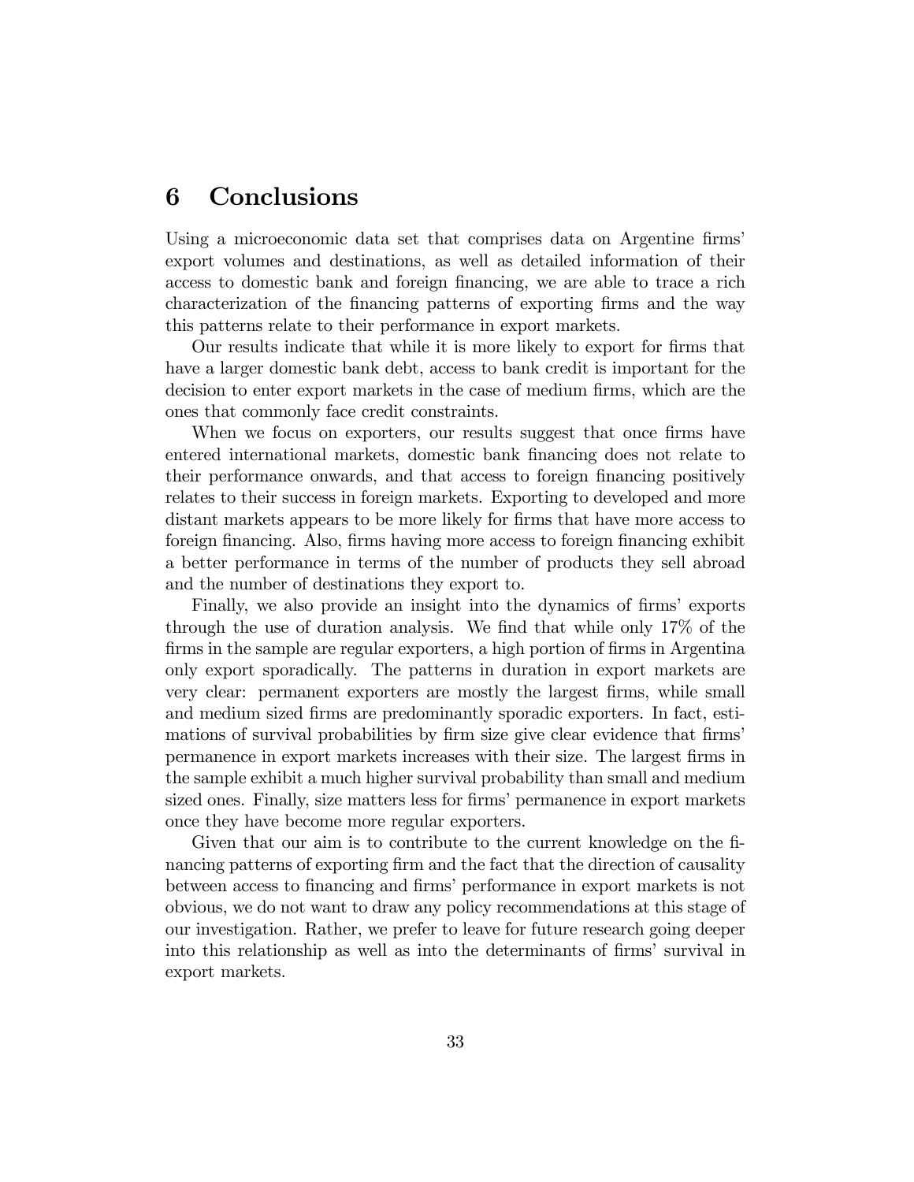## 6 Conclusions

Using a microeconomic data set that comprises data on Argentine firms' export volumes and destinations, as well as detailed information of their access to domestic bank and foreign financing, we are able to trace a rich characterization of the financing patterns of exporting firms and the way this patterns relate to their performance in export markets.

Our results indicate that while it is more likely to export for firms that have a larger domestic bank debt, access to bank credit is important for the decision to enter export markets in the case of medium firms, which are the ones that commonly face credit constraints.

When we focus on exporters, our results suggest that once firms have entered international markets, domestic bank financing does not relate to their performance onwards, and that access to foreign financing positively relates to their success in foreign markets. Exporting to developed and more distant markets appears to be more likely for firms that have more access to foreign financing. Also, firms having more access to foreign financing exhibit a better performance in terms of the number of products they sell abroad and the number of destinations they export to.

Finally, we also provide an insight into the dynamics of firms' exports through the use of duration analysis. We find that while only 17% of the firms in the sample are regular exporters, a high portion of firms in Argentina only export sporadically. The patterns in duration in export markets are very clear: permanent exporters are mostly the largest firms, while small and medium sized firms are predominantly sporadic exporters. In fact, estimations of survival probabilities by firm size give clear evidence that firms' permanence in export markets increases with their size. The largest firms in the sample exhibit a much higher survival probability than small and medium sized ones. Finally, size matters less for firms' permanence in export markets once they have become more regular exporters.

Given that our aim is to contribute to the current knowledge on the financing patterns of exporting firm and the fact that the direction of causality between access to financing and firms' performance in export markets is not obvious, we do not want to draw any policy recommendations at this stage of our investigation. Rather, we prefer to leave for future research going deeper into this relationship as well as into the determinants of firms' survival in export markets.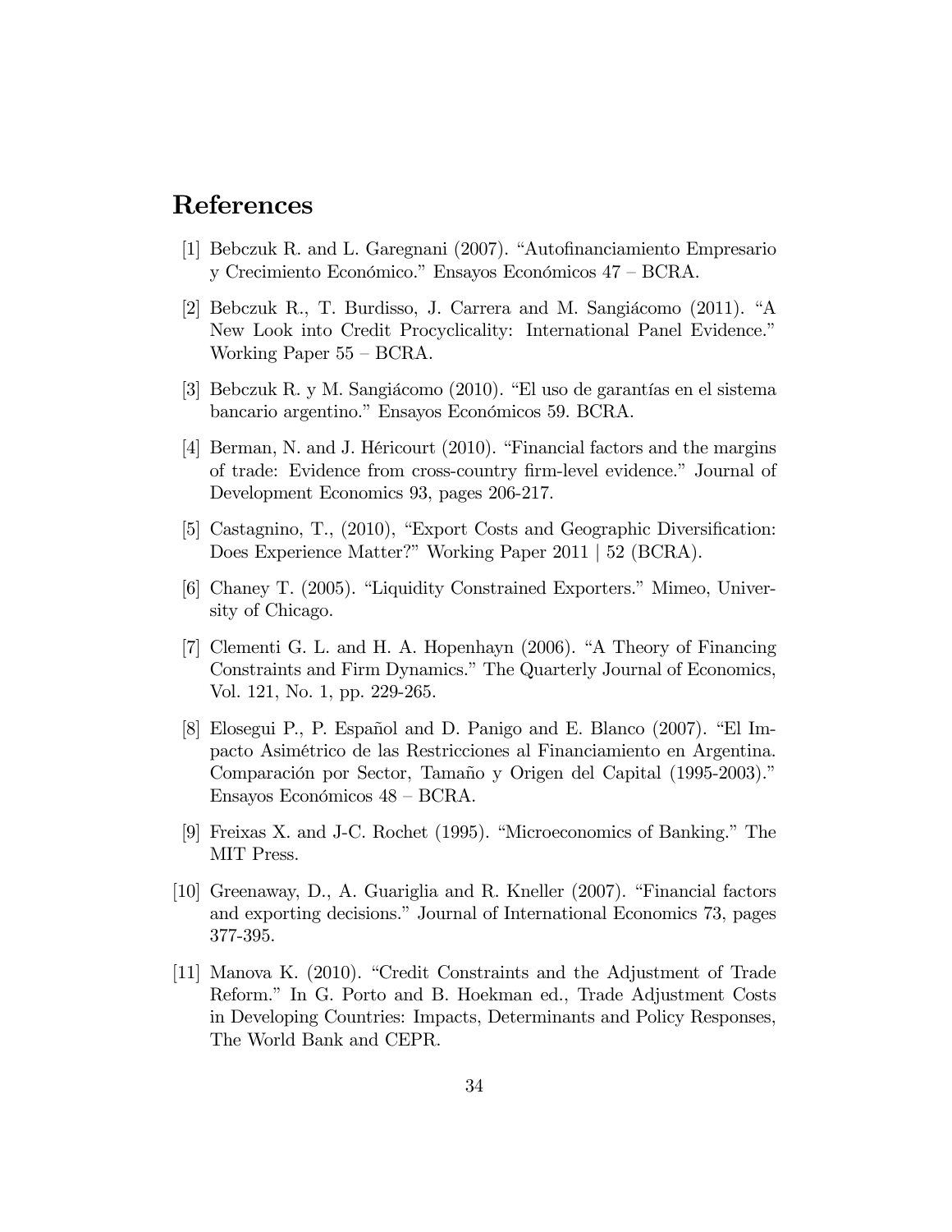## References

[1] Bebczuk R. and L. Garegnani (2007). "Autofinanciamiento Empresario y Crecimiento Económico." Ensayos Económicos 47 – BCRA.

[2] Bebczuk R., T. Burdisso, J. Carrera and M. Sangiácomo (2011). "A New Look into Credit Procyclicality: International Panel Evidence." Working Paper 55 – BCRA.

[3] Bebczuk R. y M. Sangiácomo (2010). "El uso de garantías en el sistema bancario argentino." Ensayos Económicos 59. BCRA.

[4] Berman, N. and J. Héricourt (2010). "Financial factors and the margins of trade: Evidence from cross-country firm-level evidence." Journal of Development Economics 93, pages 206-217.

[5] Castagnino, T., (2010), "Export Costs and Geographic Diversification: Does Experience Matter?" Working Paper 2011 | 52 (BCRA).

[6] Chaney T. (2005). "Liquidity Constrained Exporters." Mimeo, University of Chicago.

[7] Clementi G. L. and H. A. Hopenhayn (2006). "A Theory of Financing Constraints and Firm Dynamics." The Quarterly Journal of Economics, Vol. 121, No. 1, pp. 229-265.

[8] Elosegui P., P. Español and D. Panigo and E. Blanco (2007). "El Impacto Asimétrico de las Restricciones al Financiamiento en Argentina. Comparación por Sector, Tamaño y Origen del Capital (1995-2003)." Ensayos Económicos 48 – BCRA.

[9] Freixas X. and J-C. Rochet (1995). "Microeconomics of Banking." The MIT Press.

[10] Greenaway, D., A. Guariglia and R. Kneller (2007). "Financial factors and exporting decisions." Journal of International Economics 73, pages 377-395.

[11] Manova K. (2010). "Credit Constraints and the Adjustment of Trade Reform." In G. Porto and B. Hoekman ed., Trade Adjustment Costs in Developing Countries: Impacts, Determinants and Policy Responses, The World Bank and CEPR.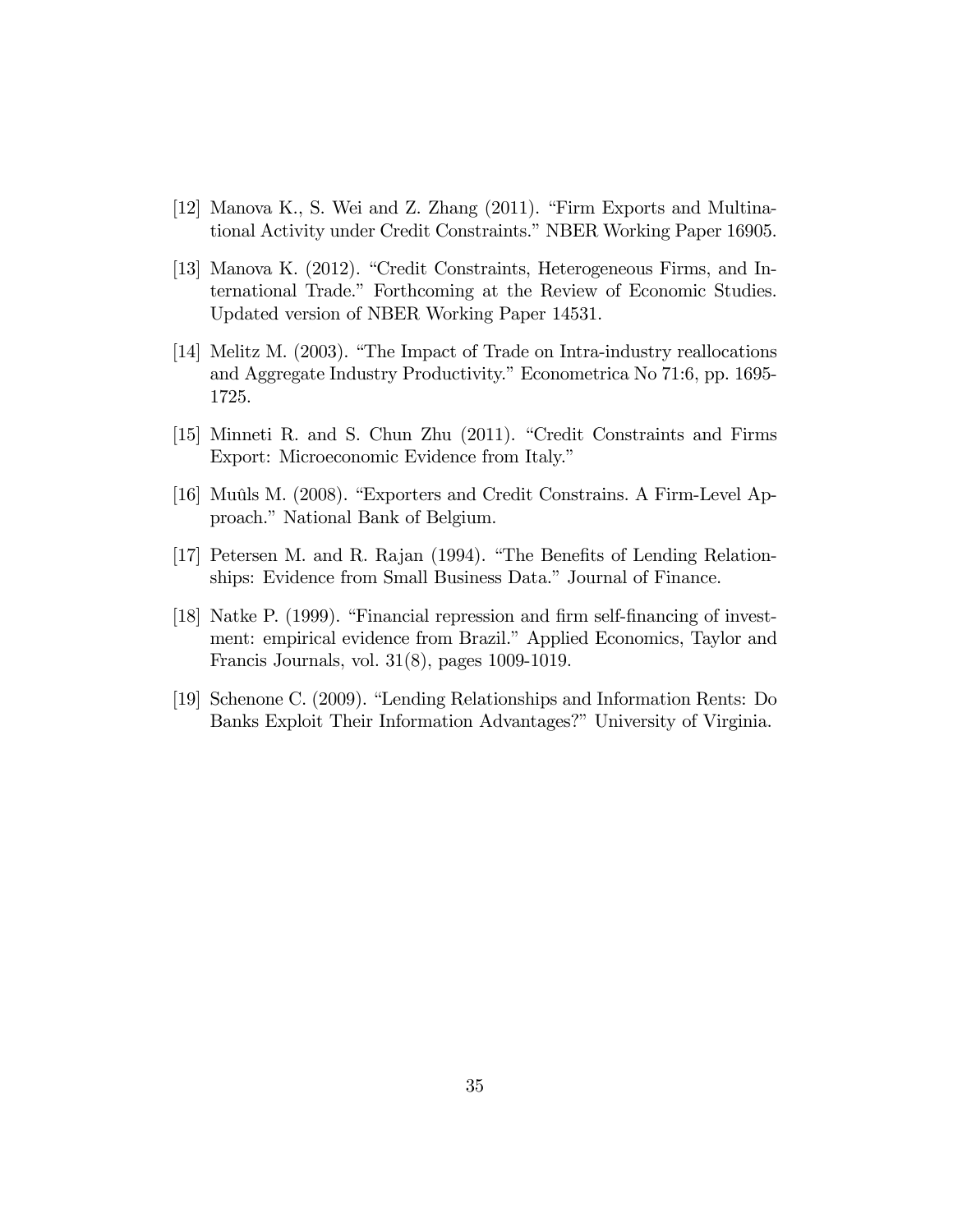[12] Manova K., S. Wei and Z. Zhang (2011). "Firm Exports and Multinational Activity under Credit Constraints." NBER Working Paper 16905.

[13] Manova K. (2012). "Credit Constraints, Heterogeneous Firms, and International Trade." Forthcoming at the Review of Economic Studies. Updated version of NBER Working Paper 14531.

[14] Melitz M. (2003). "The Impact of Trade on Intra-industry reallocations and Aggregate Industry Productivity." Econometrica No 71:6, pp. 1695-1725.

[15] Minneti R. and S. Chun Zhu (2011). "Credit Constraints and Firms Export: Microeconomic Evidence from Italy."

[16] Muûls M. (2008). "Exporters and Credit Constrains. A Firm-Level Approach." National Bank of Belgium.

[17] Petersen M. and R. Rajan (1994). "The Benefits of Lending Relationships: Evidence from Small Business Data." Journal of Finance.

[18] Natke P. (1999). "Financial repression and firm self-financing of investment: empirical evidence from Brazil." Applied Economics, Taylor and Francis Journals, vol. 31(8), pages 1009-1019.

[19] Schenone C. (2009). "Lending Relationships and Information Rents: Do Banks Exploit Their Information Advantages?" University of Virginia.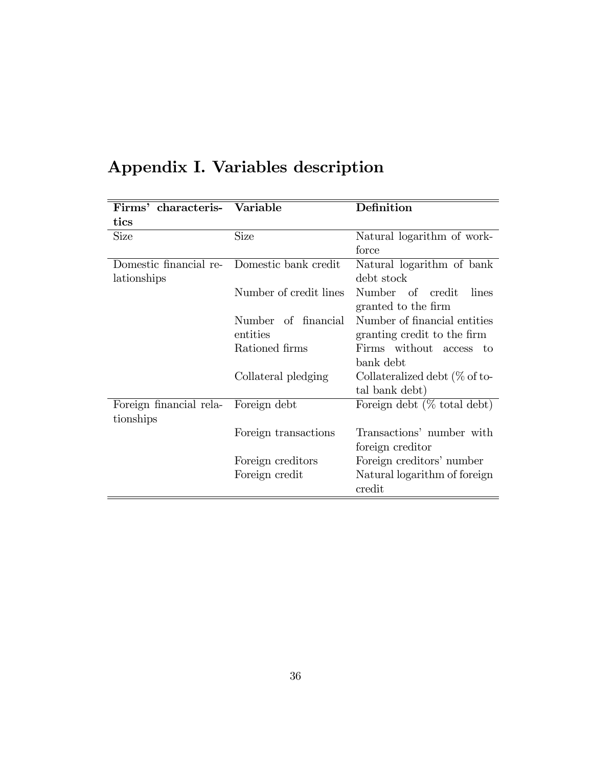# Appendix I. Variables description

| Firms' characteristics | Variable | Definition |
|---|---|---|
| Size | Size | Natural logarithm of workforce |
| Domestic financial relationships | Domestic bank credit | Natural logarithm of bank debt stock |
| | Number of credit lines | Number of credit lines granted to the firm |
| | Number of financial entities | Number of financial entities granting credit to the firm |
| | Rationed firms | Firms without access to bank debt |
| | Collateral pledging | Collateralized debt (% of total bank debt) |
| Foreign financial relationships | Foreign debt | Foreign debt (% total debt) |
| | Foreign transactions | Transactions' number with foreign creditor |
| | Foreign creditors | Foreign creditors' number |
| | Foreign credit | Natural logarithm of foreign credit |